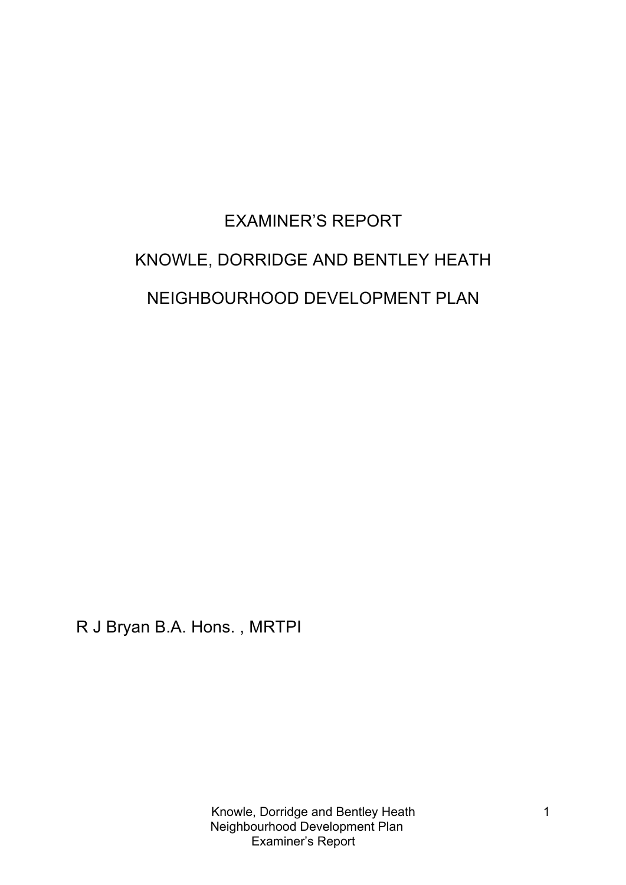# EXAMINER'S REPORT

# KNOWLE, DORRIDGE AND BENTLEY HEATH

# NEIGHBOURHOOD DEVELOPMENT PLAN

R J Bryan B.A. Hons. , MRTPI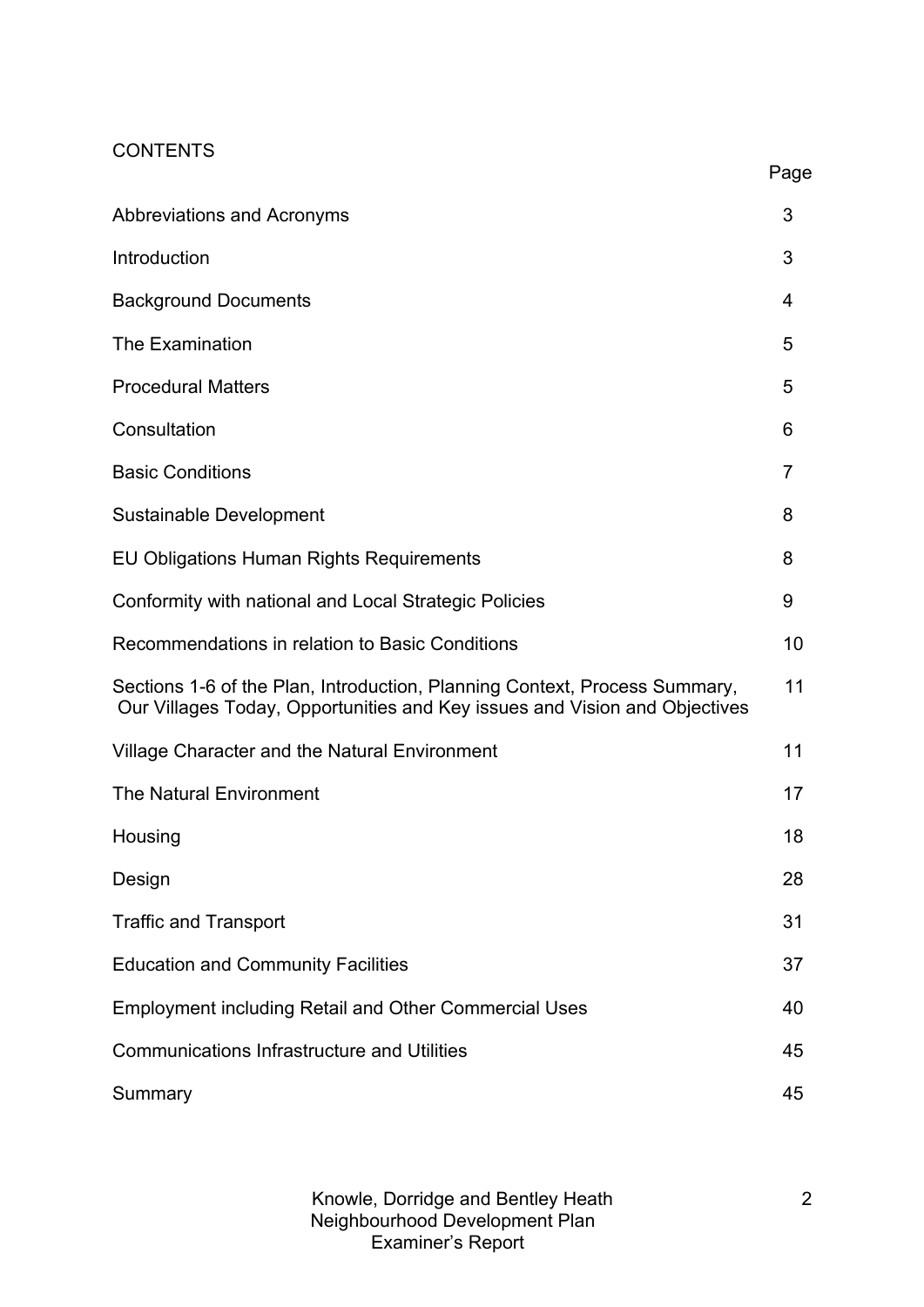## CONTENTS

| | Page |
|---|---|
| Abbreviations and Acronyms | 3 |
| Introduction | 3 |
| Background Documents | 4 |
| The Examination | 5 |
| Procedural Matters | 5 |
| Consultation | 6 |
| Basic Conditions | 7 |
| Sustainable Development | 8 |
| EU Obligations Human Rights Requirements | 8 |
| Conformity with national and Local Strategic Policies | 9 |
| Recommendations in relation to Basic Conditions | 10 |
| Sections 1-6 of the Plan, Introduction, Planning Context, Process Summary, Our Villages Today, Opportunities and Key issues and Vision and Objectives | 11 |
| Village Character and the Natural Environment | 11 |
| The Natural Environment | 17 |
| Housing | 18 |
| Design | 28 |
| Traffic and Transport | 31 |
| Education and Community Facilities | 37 |
| Employment including Retail and Other Commercial Uses | 40 |
| Communications Infrastructure and Utilities | 45 |
| Summary | 45 |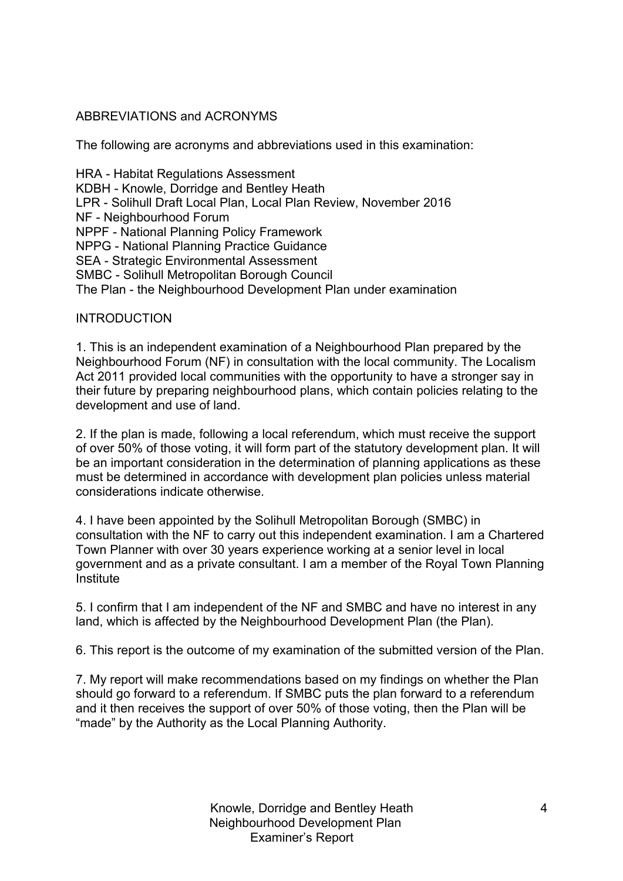## ABBREVIATIONS and ACRONYMS

The following are acronyms and abbreviations used in this examination:

HRA - Habitat Regulations Assessment
KDBH - Knowle, Dorridge and Bentley Heath
LPR - Solihull Draft Local Plan, Local Plan Review, November 2016
NF - Neighbourhood Forum
NPPF - National Planning Policy Framework
NPPG - National Planning Practice Guidance
SEA - Strategic Environmental Assessment
SMBC - Solihull Metropolitan Borough Council
The Plan - the Neighbourhood Development Plan under examination

## INTRODUCTION

1. This is an independent examination of a Neighbourhood Plan prepared by the Neighbourhood Forum (NF) in consultation with the local community. The Localism Act 2011 provided local communities with the opportunity to have a stronger say in their future by preparing neighbourhood plans, which contain policies relating to the development and use of land.

2. If the plan is made, following a local referendum, which must receive the support of over 50% of those voting, it will form part of the statutory development plan. It will be an important consideration in the determination of planning applications as these must be determined in accordance with development plan policies unless material considerations indicate otherwise.

4. I have been appointed by the Solihull Metropolitan Borough (SMBC) in consultation with the NF to carry out this independent examination. I am a Chartered Town Planner with over 30 years experience working at a senior level in local government and as a private consultant. I am a member of the Royal Town Planning Institute

5. I confirm that I am independent of the NF and SMBC and have no interest in any land, which is affected by the Neighbourhood Development Plan (the Plan).

6. This report is the outcome of my examination of the submitted version of the Plan.

7. My report will make recommendations based on my findings on whether the Plan should go forward to a referendum. If SMBC puts the plan forward to a referendum and it then receives the support of over 50% of those voting, then the Plan will be "made" by the Authority as the Local Planning Authority.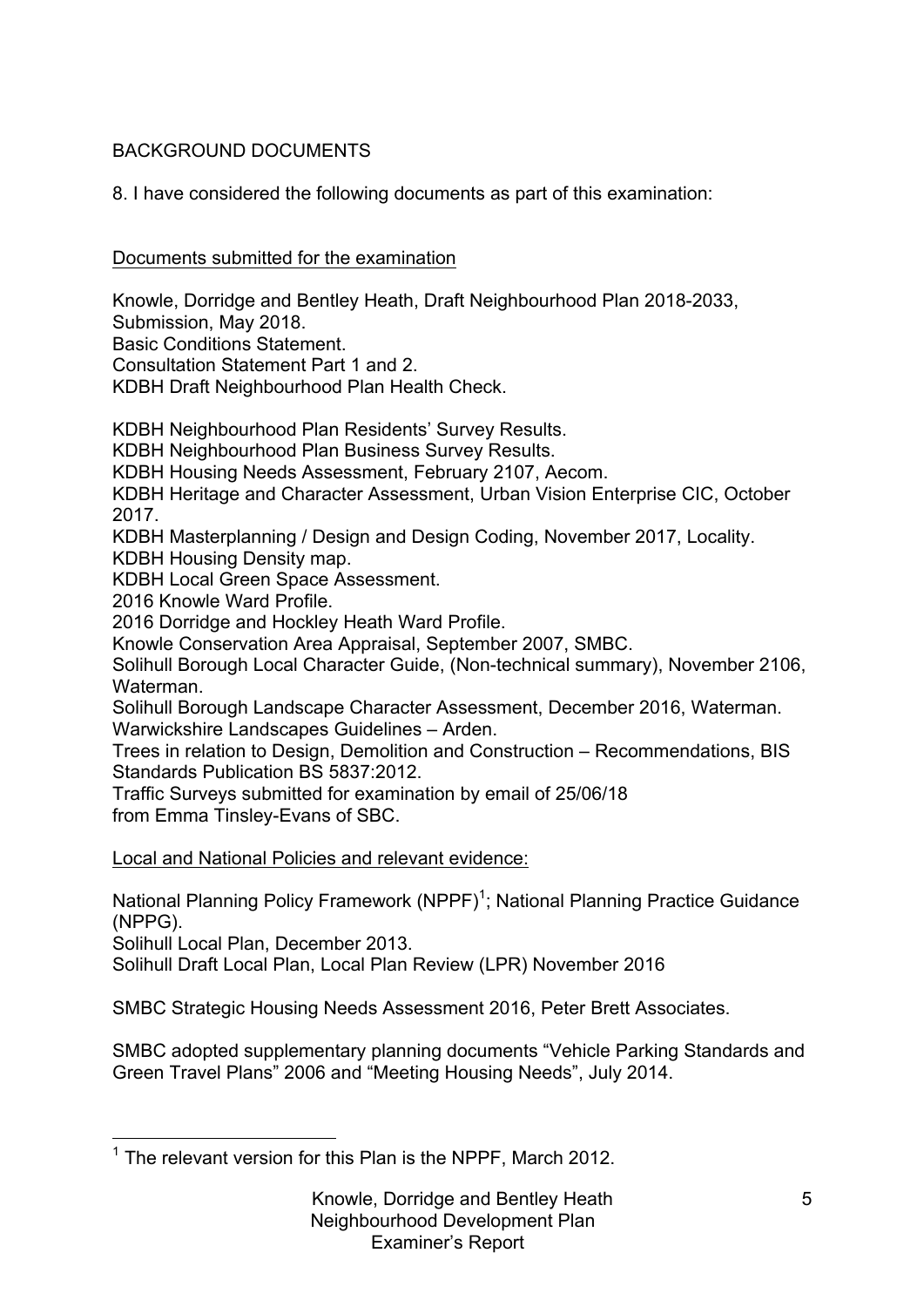BACKGROUND DOCUMENTS

8. I have considered the following documents as part of this examination:

Documents submitted for the examination

Knowle, Dorridge and Bentley Heath, Draft Neighbourhood Plan 2018-2033, Submission, May 2018.
Basic Conditions Statement.
Consultation Statement Part 1 and 2.
KDBH Draft Neighbourhood Plan Health Check.

KDBH Neighbourhood Plan Residents' Survey Results.
KDBH Neighbourhood Plan Business Survey Results.
KDBH Housing Needs Assessment, February 2107, Aecom.
KDBH Heritage and Character Assessment, Urban Vision Enterprise CIC, October 2017.
KDBH Masterplanning / Design and Design Coding, November 2017, Locality.
KDBH Housing Density map.
KDBH Local Green Space Assessment.
2016 Knowle Ward Profile.
2016 Dorridge and Hockley Heath Ward Profile.
Knowle Conservation Area Appraisal, September 2007, SMBC.
Solihull Borough Local Character Guide, (Non-technical summary), November 2106, Waterman.
Solihull Borough Landscape Character Assessment, December 2016, Waterman.
Warwickshire Landscapes Guidelines – Arden.
Trees in relation to Design, Demolition and Construction – Recommendations, BIS Standards Publication BS 5837:2012.
Traffic Surveys submitted for examination by email of 25/06/18 from Emma Tinsley-Evans of SBC.

Local and National Policies and relevant evidence:

National Planning Policy Framework (NPPF)[1]; National Planning Practice Guidance (NPPG).
Solihull Local Plan, December 2013.
Solihull Draft Local Plan, Local Plan Review (LPR) November 2016

SMBC Strategic Housing Needs Assessment 2016, Peter Brett Associates.

SMBC adopted supplementary planning documents "Vehicle Parking Standards and Green Travel Plans" 2006 and "Meeting Housing Needs", July 2014.

[1] The relevant version for this Plan is the NPPF, March 2012.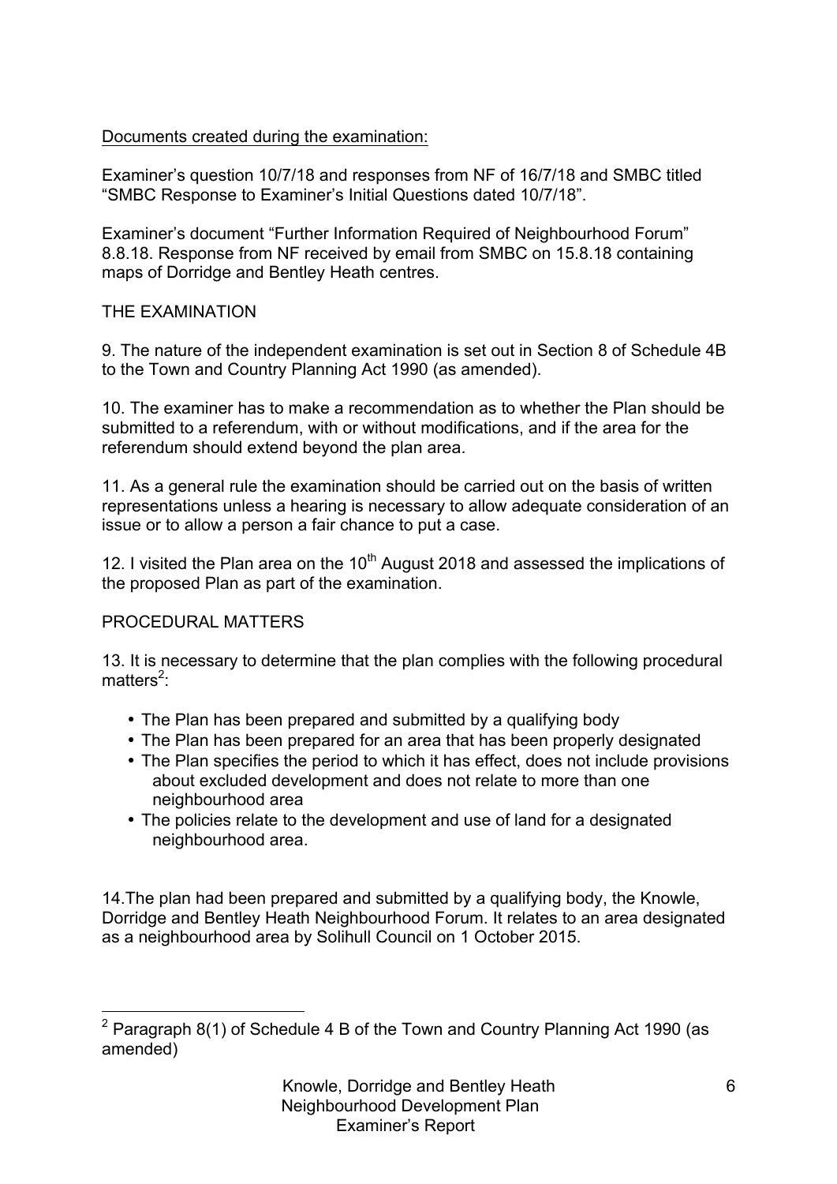Documents created during the examination:

Examiner's question 10/7/18 and responses from NF of 16/7/18 and SMBC titled "SMBC Response to Examiner's Initial Questions dated 10/7/18".

Examiner's document "Further Information Required of Neighbourhood Forum" 8.8.18. Response from NF received by email from SMBC on 15.8.18 containing maps of Dorridge and Bentley Heath centres.

## THE EXAMINATION

9. The nature of the independent examination is set out in Section 8 of Schedule 4B to the Town and Country Planning Act 1990 (as amended).

10. The examiner has to make a recommendation as to whether the Plan should be submitted to a referendum, with or without modifications, and if the area for the referendum should extend beyond the plan area.

11. As a general rule the examination should be carried out on the basis of written representations unless a hearing is necessary to allow adequate consideration of an issue or to allow a person a fair chance to put a case.

12. I visited the Plan area on the 10th August 2018 and assessed the implications of the proposed Plan as part of the examination.

## PROCEDURAL MATTERS

13. It is necessary to determine that the plan complies with the following procedural matters[2]:

- The Plan has been prepared and submitted by a qualifying body
- The Plan has been prepared for an area that has been properly designated
- The Plan specifies the period to which it has effect, does not include provisions about excluded development and does not relate to more than one neighbourhood area
- The policies relate to the development and use of land for a designated neighbourhood area.

14. The plan had been prepared and submitted by a qualifying body, the Knowle, Dorridge and Bentley Heath Neighbourhood Forum. It relates to an area designated as a neighbourhood area by Solihull Council on 1 October 2015.

[2] Paragraph 8(1) of Schedule 4 B of the Town and Country Planning Act 1990 (as amended)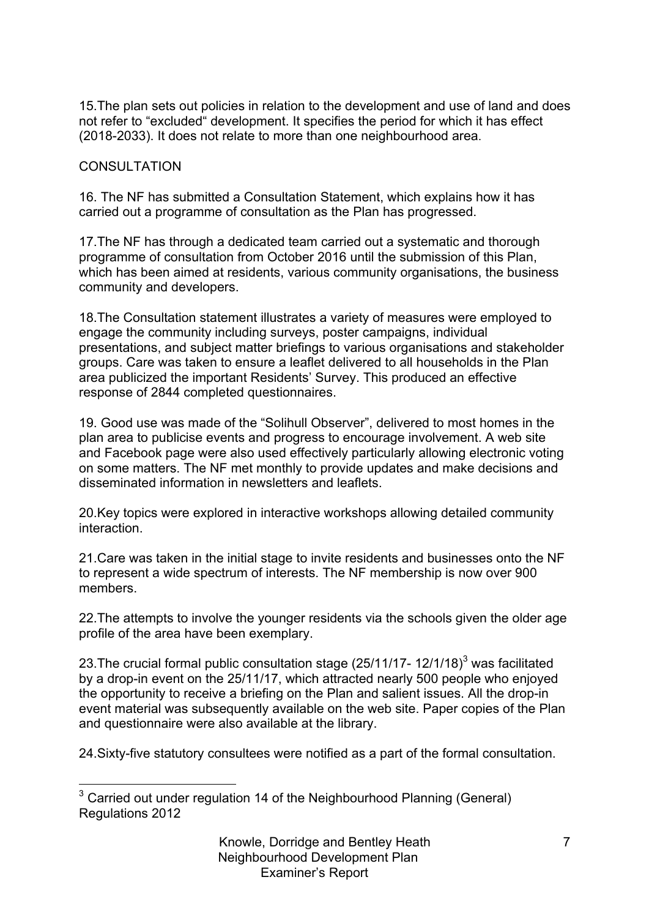15.The plan sets out policies in relation to the development and use of land and does not refer to "excluded" development. It specifies the period for which it has effect (2018-2033). It does not relate to more than one neighbourhood area.

## CONSULTATION

16. The NF has submitted a Consultation Statement, which explains how it has carried out a programme of consultation as the Plan has progressed.

17.The NF has through a dedicated team carried out a systematic and thorough programme of consultation from October 2016 until the submission of this Plan, which has been aimed at residents, various community organisations, the business community and developers.

18.The Consultation statement illustrates a variety of measures were employed to engage the community including surveys, poster campaigns, individual presentations, and subject matter briefings to various organisations and stakeholder groups. Care was taken to ensure a leaflet delivered to all households in the Plan area publicized the important Residents' Survey. This produced an effective response of 2844 completed questionnaires.

19. Good use was made of the "Solihull Observer", delivered to most homes in the plan area to publicise events and progress to encourage involvement. A web site and Facebook page were also used effectively particularly allowing electronic voting on some matters. The NF met monthly to provide updates and make decisions and disseminated information in newsletters and leaflets.

20.Key topics were explored in interactive workshops allowing detailed community interaction.

21.Care was taken in the initial stage to invite residents and businesses onto the NF to represent a wide spectrum of interests. The NF membership is now over 900 members.

22.The attempts to involve the younger residents via the schools given the older age profile of the area have been exemplary.

23.The crucial formal public consultation stage (25/11/17- 12/1/18)[3] was facilitated by a drop-in event on the 25/11/17, which attracted nearly 500 people who enjoyed the opportunity to receive a briefing on the Plan and salient issues. All the drop-in event material was subsequently available on the web site. Paper copies of the Plan and questionnaire were also available at the library.

24.Sixty-five statutory consultees were notified as a part of the formal consultation.

[3] Carried out under regulation 14 of the Neighbourhood Planning (General) Regulations 2012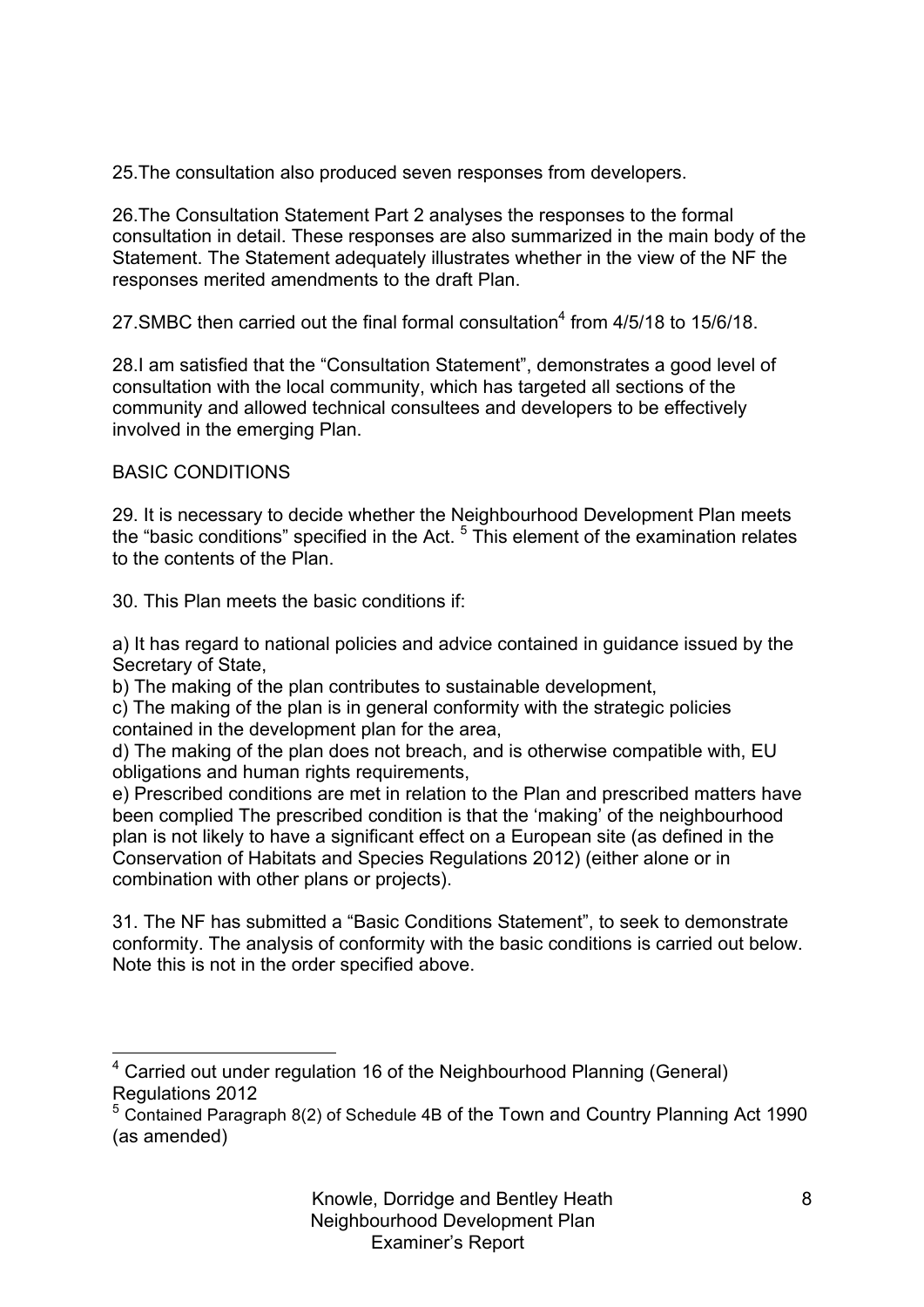25.The consultation also produced seven responses from developers.

26.The Consultation Statement Part 2 analyses the responses to the formal consultation in detail. These responses are also summarized in the main body of the Statement. The Statement adequately illustrates whether in the view of the NF the responses merited amendments to the draft Plan.

27.SMBC then carried out the final formal consultation[4] from 4/5/18 to 15/6/18.

28.I am satisfied that the "Consultation Statement", demonstrates a good level of consultation with the local community, which has targeted all sections of the community and allowed technical consultees and developers to be effectively involved in the emerging Plan.

BASIC CONDITIONS

29. It is necessary to decide whether the Neighbourhood Development Plan meets the "basic conditions" specified in the Act. [5] This element of the examination relates to the contents of the Plan.

30. This Plan meets the basic conditions if:

a) It has regard to national policies and advice contained in guidance issued by the Secretary of State,
b) The making of the plan contributes to sustainable development,
c) The making of the plan is in general conformity with the strategic policies contained in the development plan for the area,
d) The making of the plan does not breach, and is otherwise compatible with, EU obligations and human rights requirements,
e) Prescribed conditions are met in relation to the Plan and prescribed matters have been complied The prescribed condition is that the 'making' of the neighbourhood plan is not likely to have a significant effect on a European site (as defined in the Conservation of Habitats and Species Regulations 2012) (either alone or in combination with other plans or projects).

31. The NF has submitted a "Basic Conditions Statement", to seek to demonstrate conformity. The analysis of conformity with the basic conditions is carried out below. Note this is not in the order specified above.

---

[4] Carried out under regulation 16 of the Neighbourhood Planning (General) Regulations 2012

[5] Contained Paragraph 8(2) of Schedule 4B of the Town and Country Planning Act 1990 (as amended)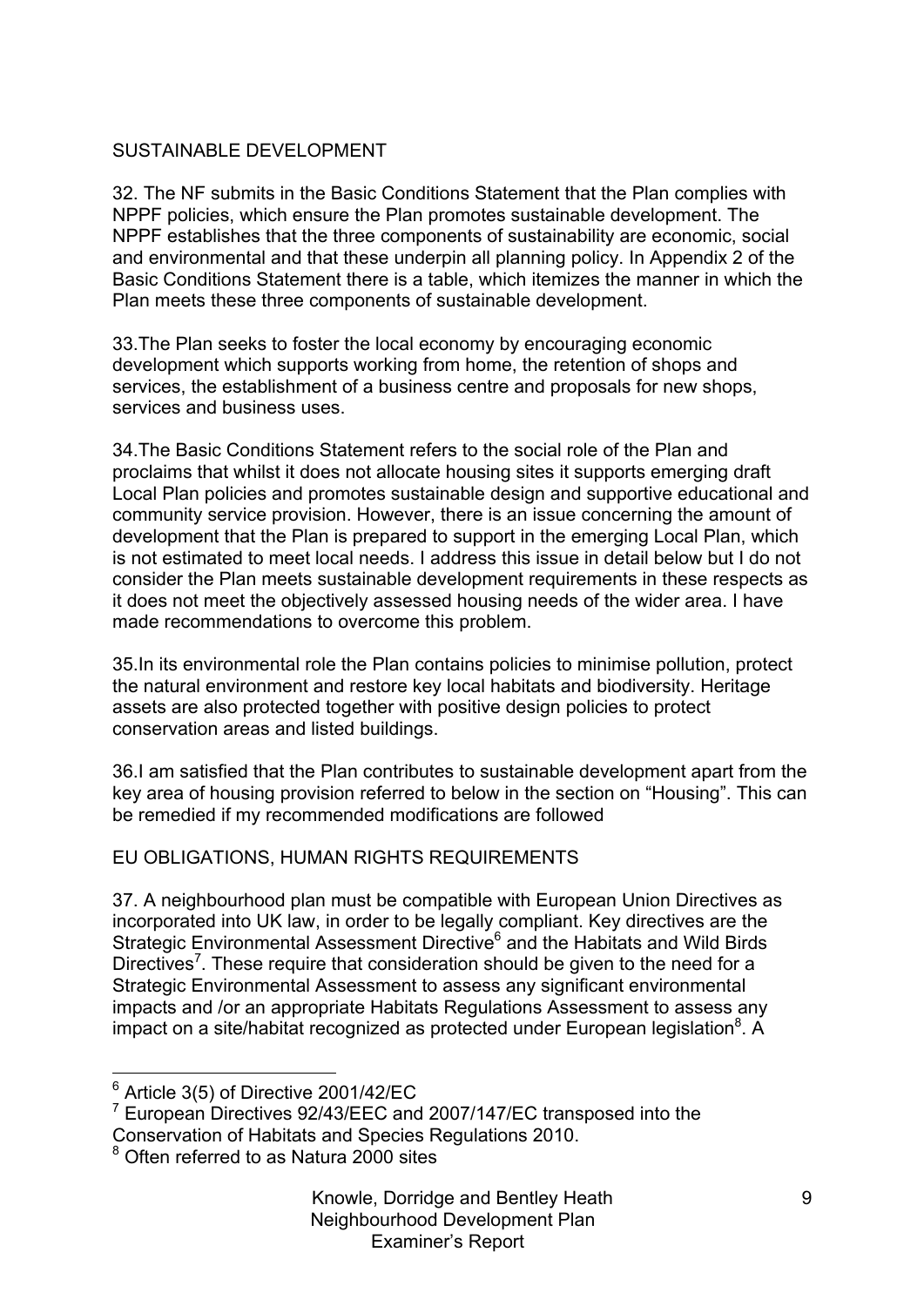## SUSTAINABLE DEVELOPMENT

32. The NF submits in the Basic Conditions Statement that the Plan complies with NPPF policies, which ensure the Plan promotes sustainable development. The NPPF establishes that the three components of sustainability are economic, social and environmental and that these underpin all planning policy. In Appendix 2 of the Basic Conditions Statement there is a table, which itemizes the manner in which the Plan meets these three components of sustainable development.

33.The Plan seeks to foster the local economy by encouraging economic development which supports working from home, the retention of shops and services, the establishment of a business centre and proposals for new shops, services and business uses.

34.The Basic Conditions Statement refers to the social role of the Plan and proclaims that whilst it does not allocate housing sites it supports emerging draft Local Plan policies and promotes sustainable design and supportive educational and community service provision. However, there is an issue concerning the amount of development that the Plan is prepared to support in the emerging Local Plan, which is not estimated to meet local needs. I address this issue in detail below but I do not consider the Plan meets sustainable development requirements in these respects as it does not meet the objectively assessed housing needs of the wider area. I have made recommendations to overcome this problem.

35.In its environmental role the Plan contains policies to minimise pollution, protect the natural environment and restore key local habitats and biodiversity. Heritage assets are also protected together with positive design policies to protect conservation areas and listed buildings.

36.I am satisfied that the Plan contributes to sustainable development apart from the key area of housing provision referred to below in the section on "Housing". This can be remedied if my recommended modifications are followed

## EU OBLIGATIONS, HUMAN RIGHTS REQUIREMENTS

37. A neighbourhood plan must be compatible with European Union Directives as incorporated into UK law, in order to be legally compliant. Key directives are the Strategic Environmental Assessment Directive[6] and the Habitats and Wild Birds Directives[7]. These require that consideration should be given to the need for a Strategic Environmental Assessment to assess any significant environmental impacts and /or an appropriate Habitats Regulations Assessment to assess any impact on a site/habitat recognized as protected under European legislation[8]. A

---

[6] Article 3(5) of Directive 2001/42/EC

[7] European Directives 92/43/EEC and 2007/147/EC transposed into the Conservation of Habitats and Species Regulations 2010.

[8] Often referred to as Natura 2000 sites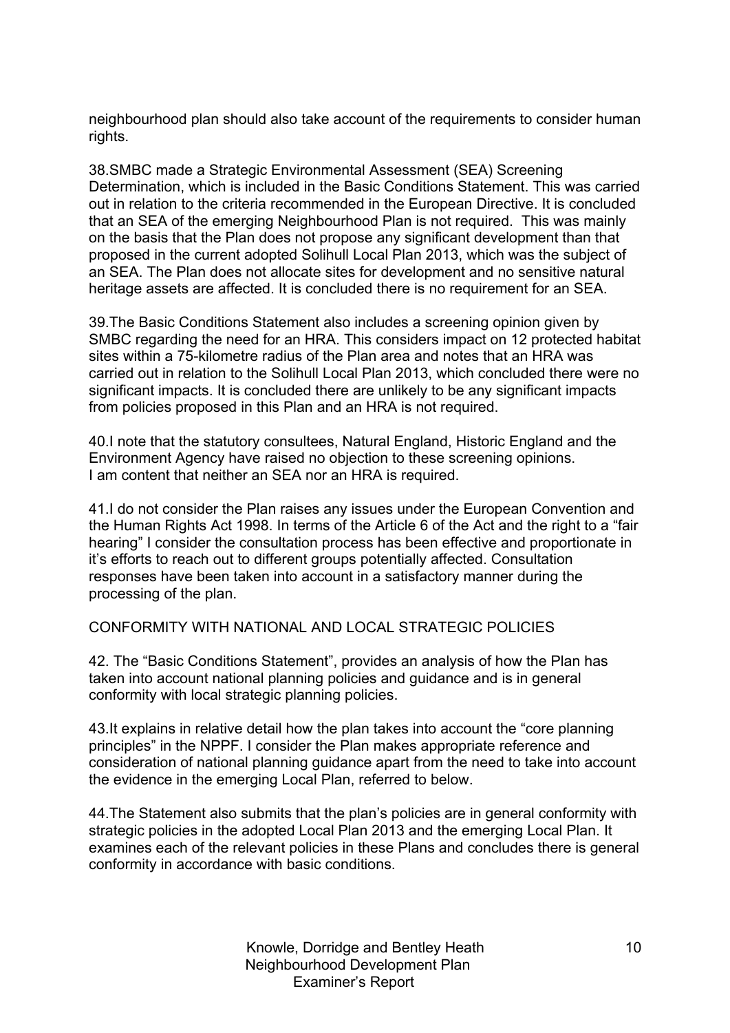neighbourhood plan should also take account of the requirements to consider human rights.

38.SMBC made a Strategic Environmental Assessment (SEA) Screening Determination, which is included in the Basic Conditions Statement. This was carried out in relation to the criteria recommended in the European Directive. It is concluded that an SEA of the emerging Neighbourhood Plan is not required. This was mainly on the basis that the Plan does not propose any significant development than that proposed in the current adopted Solihull Local Plan 2013, which was the subject of an SEA. The Plan does not allocate sites for development and no sensitive natural heritage assets are affected. It is concluded there is no requirement for an SEA.

39.The Basic Conditions Statement also includes a screening opinion given by SMBC regarding the need for an HRA. This considers impact on 12 protected habitat sites within a 75-kilometre radius of the Plan area and notes that an HRA was carried out in relation to the Solihull Local Plan 2013, which concluded there were no significant impacts. It is concluded there are unlikely to be any significant impacts from policies proposed in this Plan and an HRA is not required.

40.I note that the statutory consultees, Natural England, Historic England and the Environment Agency have raised no objection to these screening opinions. I am content that neither an SEA nor an HRA is required.

41.I do not consider the Plan raises any issues under the European Convention and the Human Rights Act 1998. In terms of the Article 6 of the Act and the right to a "fair hearing" I consider the consultation process has been effective and proportionate in it's efforts to reach out to different groups potentially affected. Consultation responses have been taken into account in a satisfactory manner during the processing of the plan.

## CONFORMITY WITH NATIONAL AND LOCAL STRATEGIC POLICIES

42. The "Basic Conditions Statement", provides an analysis of how the Plan has taken into account national planning policies and guidance and is in general conformity with local strategic planning policies.

43.It explains in relative detail how the plan takes into account the "core planning principles" in the NPPF. I consider the Plan makes appropriate reference and consideration of national planning guidance apart from the need to take into account the evidence in the emerging Local Plan, referred to below.

44.The Statement also submits that the plan's policies are in general conformity with strategic policies in the adopted Local Plan 2013 and the emerging Local Plan. It examines each of the relevant policies in these Plans and concludes there is general conformity in accordance with basic conditions.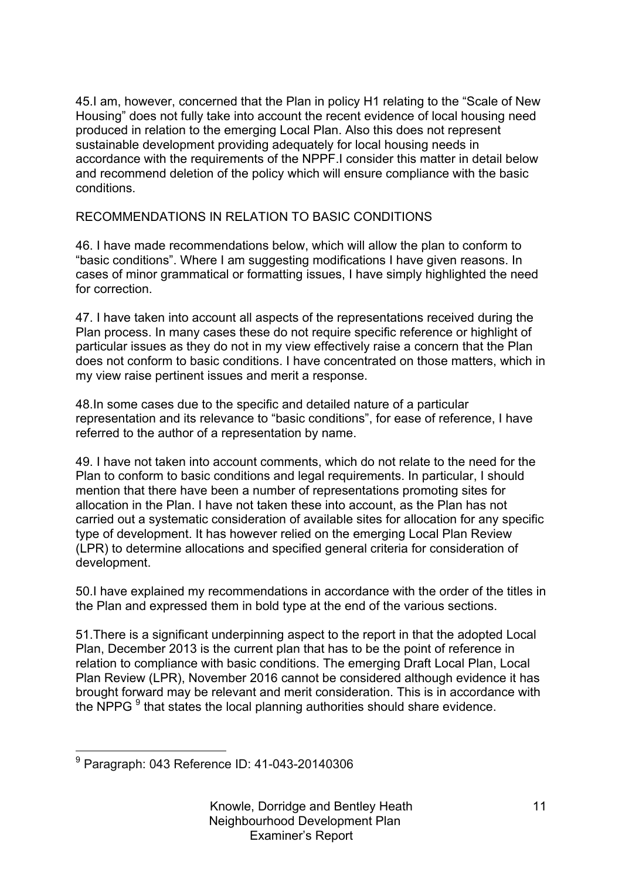45.I am, however, concerned that the Plan in policy H1 relating to the "Scale of New Housing" does not fully take into account the recent evidence of local housing need produced in relation to the emerging Local Plan. Also this does not represent sustainable development providing adequately for local housing needs in accordance with the requirements of the NPPF.I consider this matter in detail below and recommend deletion of the policy which will ensure compliance with the basic conditions.

RECOMMENDATIONS IN RELATION TO BASIC CONDITIONS

46. I have made recommendations below, which will allow the plan to conform to "basic conditions". Where I am suggesting modifications I have given reasons. In cases of minor grammatical or formatting issues, I have simply highlighted the need for correction.

47. I have taken into account all aspects of the representations received during the Plan process. In many cases these do not require specific reference or highlight of particular issues as they do not in my view effectively raise a concern that the Plan does not conform to basic conditions. I have concentrated on those matters, which in my view raise pertinent issues and merit a response.

48.In some cases due to the specific and detailed nature of a particular representation and its relevance to "basic conditions", for ease of reference, I have referred to the author of a representation by name.

49. I have not taken into account comments, which do not relate to the need for the Plan to conform to basic conditions and legal requirements. In particular, I should mention that there have been a number of representations promoting sites for allocation in the Plan. I have not taken these into account, as the Plan has not carried out a systematic consideration of available sites for allocation for any specific type of development. It has however relied on the emerging Local Plan Review (LPR) to determine allocations and specified general criteria for consideration of development.

50.I have explained my recommendations in accordance with the order of the titles in the Plan and expressed them in bold type at the end of the various sections.

51.There is a significant underpinning aspect to the report in that the adopted Local Plan, December 2013 is the current plan that has to be the point of reference in relation to compliance with basic conditions. The emerging Draft Local Plan, Local Plan Review (LPR), November 2016 cannot be considered although evidence it has brought forward may be relevant and merit consideration. This is in accordance with the NPPG [9] that states the local planning authorities should share evidence.

[9] Paragraph: 043 Reference ID: 41-043-20140306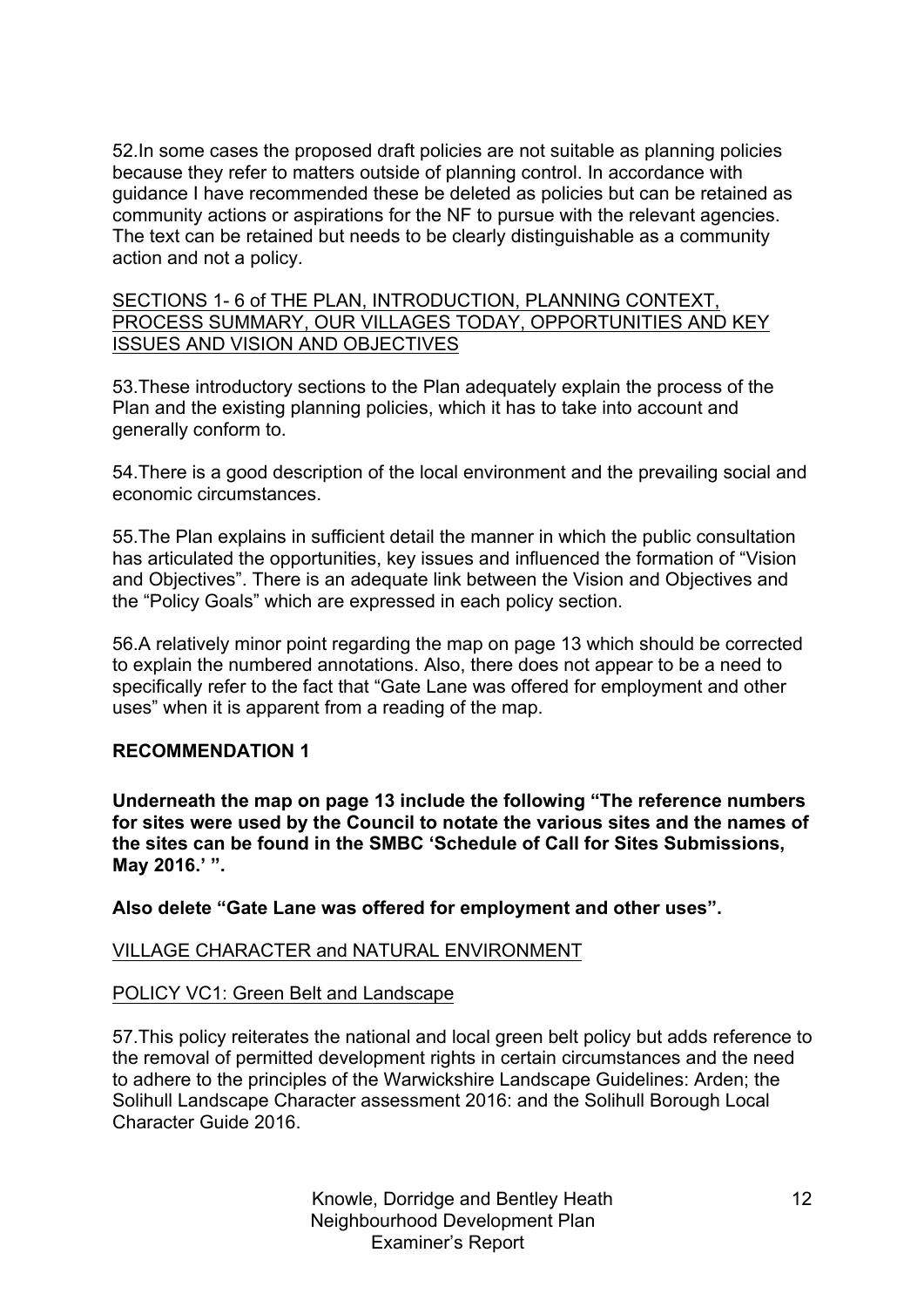52.In some cases the proposed draft policies are not suitable as planning policies because they refer to matters outside of planning control. In accordance with guidance I have recommended these be deleted as policies but can be retained as community actions or aspirations for the NF to pursue with the relevant agencies. The text can be retained but needs to be clearly distinguishable as a community action and not a policy.

<u>SECTIONS 1- 6 of THE PLAN, INTRODUCTION, PLANNING CONTEXT, PROCESS SUMMARY, OUR VILLAGES TODAY, OPPORTUNITIES AND KEY ISSUES AND VISION AND OBJECTIVES</u>

53.These introductory sections to the Plan adequately explain the process of the Plan and the existing planning policies, which it has to take into account and generally conform to.

54.There is a good description of the local environment and the prevailing social and economic circumstances.

55.The Plan explains in sufficient detail the manner in which the public consultation has articulated the opportunities, key issues and influenced the formation of "Vision and Objectives". There is an adequate link between the Vision and Objectives and the "Policy Goals" which are expressed in each policy section.

56.A relatively minor point regarding the map on page 13 which should be corrected to explain the numbered annotations. Also, there does not appear to be a need to specifically refer to the fact that "Gate Lane was offered for employment and other uses" when it is apparent from a reading of the map.

**RECOMMENDATION 1**

**Underneath the map on page 13 include the following "The reference numbers for sites were used by the Council to notate the various sites and the names of the sites can be found in the SMBC 'Schedule of Call for Sites Submissions, May 2016.' ".**

**Also delete "Gate Lane was offered for employment and other uses".**

<u>VILLAGE CHARACTER and NATURAL ENVIRONMENT</u>

<u>POLICY VC1: Green Belt and Landscape</u>

57.This policy reiterates the national and local green belt policy but adds reference to the removal of permitted development rights in certain circumstances and the need to adhere to the principles of the Warwickshire Landscape Guidelines: Arden; the Solihull Landscape Character assessment 2016: and the Solihull Borough Local Character Guide 2016.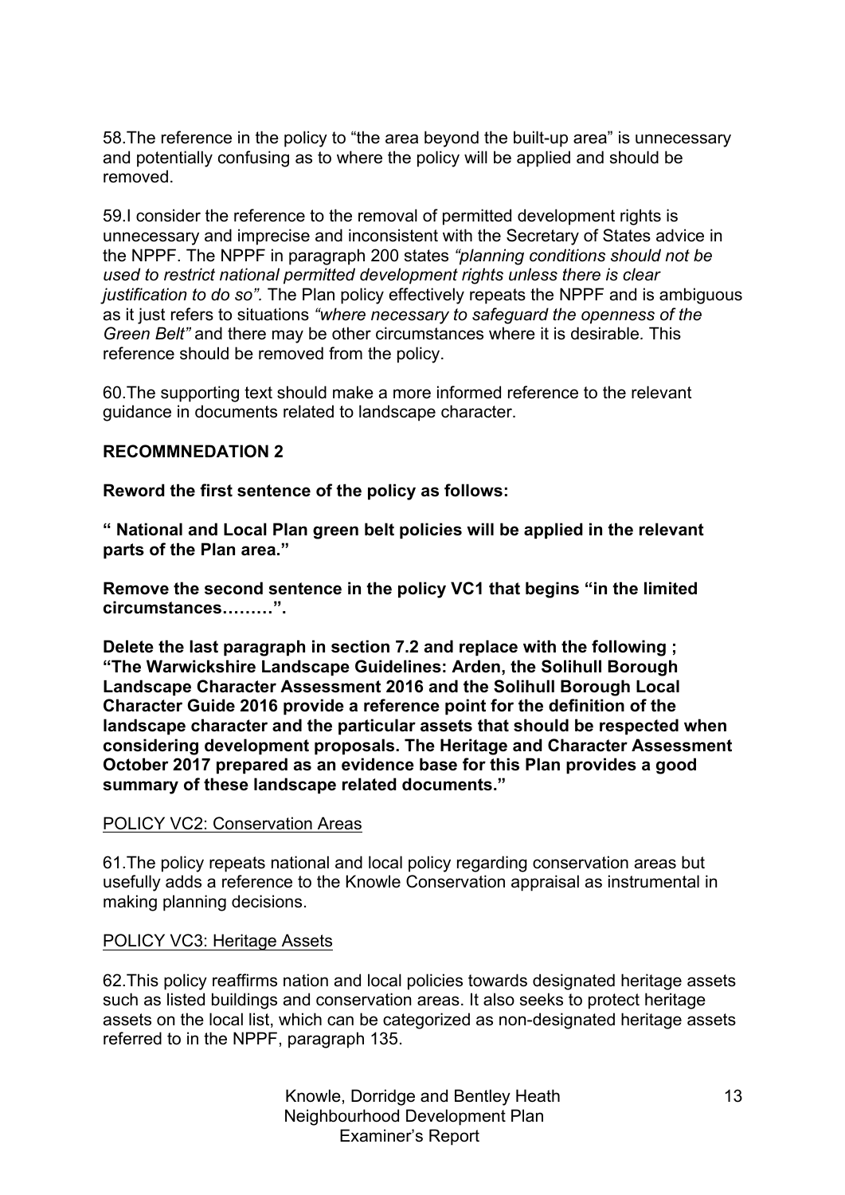58.The reference in the policy to "the area beyond the built-up area" is unnecessary and potentially confusing as to where the policy will be applied and should be removed.

59.I consider the reference to the removal of permitted development rights is unnecessary and imprecise and inconsistent with the Secretary of States advice in the NPPF. The NPPF in paragraph 200 states *"planning conditions should not be used to restrict national permitted development rights unless there is clear justification to do so".* The Plan policy effectively repeats the NPPF and is ambiguous as it just refers to situations *"where necessary to safeguard the openness of the Green Belt"* and there may be other circumstances where it is desirable*.* This reference should be removed from the policy.

60.The supporting text should make a more informed reference to the relevant guidance in documents related to landscape character.

**RECOMMNEDATION 2**

**Reword the first sentence of the policy as follows:**

**" National and Local Plan green belt policies will be applied in the relevant parts of the Plan area."**

**Remove the second sentence in the policy VC1 that begins "in the limited circumstances………".**

**Delete the last paragraph in section 7.2 and replace with the following ; "The Warwickshire Landscape Guidelines: Arden, the Solihull Borough Landscape Character Assessment 2016 and the Solihull Borough Local Character Guide 2016 provide a reference point for the definition of the landscape character and the particular assets that should be respected when considering development proposals. The Heritage and Character Assessment October 2017 prepared as an evidence base for this Plan provides a good summary of these landscape related documents."**

<u>POLICY VC2: Conservation Areas</u>

61.The policy repeats national and local policy regarding conservation areas but usefully adds a reference to the Knowle Conservation appraisal as instrumental in making planning decisions.

<u>POLICY VC3: Heritage Assets</u>

62.This policy reaffirms nation and local policies towards designated heritage assets such as listed buildings and conservation areas. It also seeks to protect heritage assets on the local list, which can be categorized as non-designated heritage assets referred to in the NPPF, paragraph 135.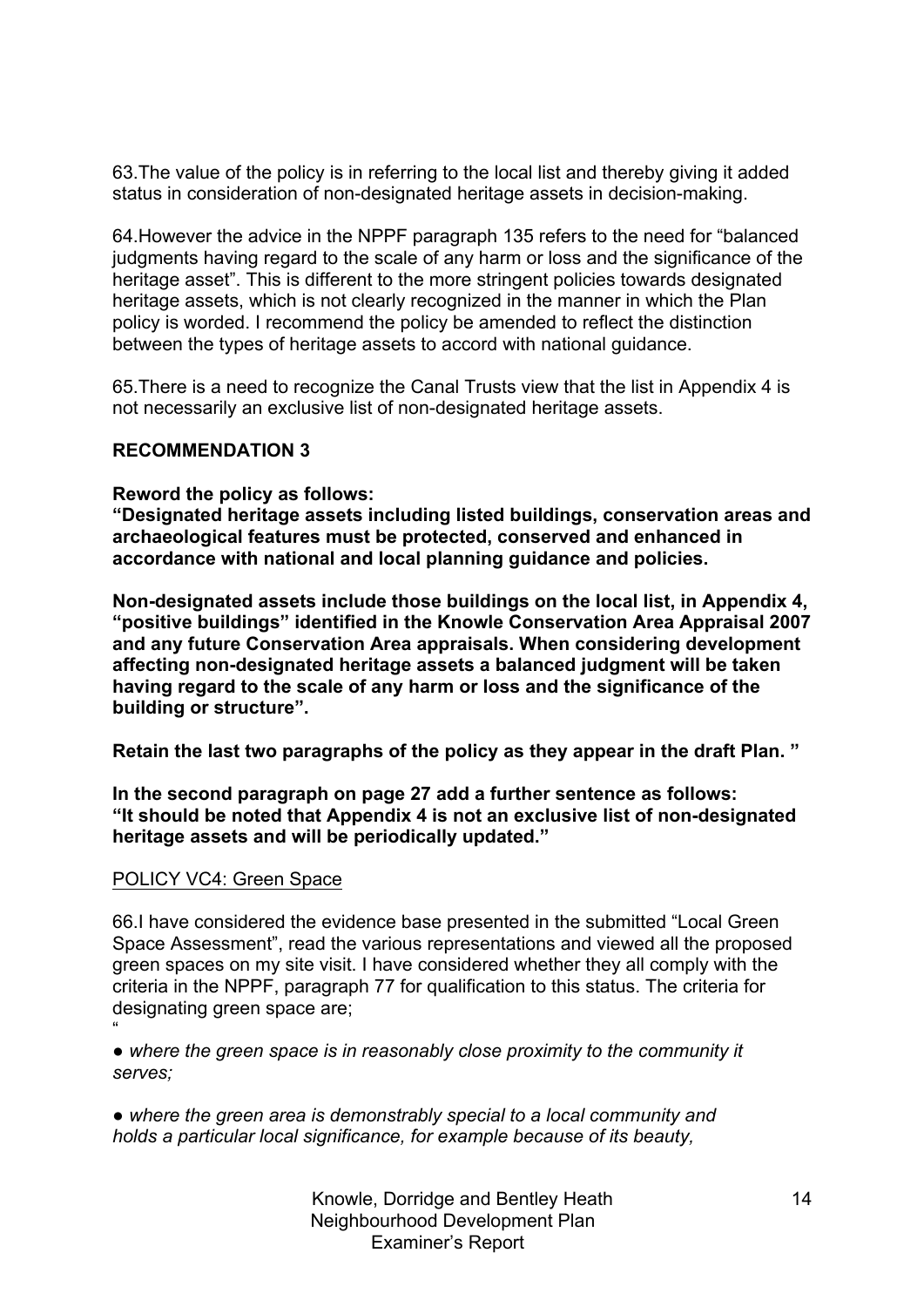63.The value of the policy is in referring to the local list and thereby giving it added status in consideration of non-designated heritage assets in decision-making.

64.However the advice in the NPPF paragraph 135 refers to the need for "balanced judgments having regard to the scale of any harm or loss and the significance of the heritage asset". This is different to the more stringent policies towards designated heritage assets, which is not clearly recognized in the manner in which the Plan policy is worded. I recommend the policy be amended to reflect the distinction between the types of heritage assets to accord with national guidance.

65.There is a need to recognize the Canal Trusts view that the list in Appendix 4 is not necessarily an exclusive list of non-designated heritage assets.

**RECOMMENDATION 3**

**Reword the policy as follows:**
**"Designated heritage assets including listed buildings, conservation areas and archaeological features must be protected, conserved and enhanced in accordance with national and local planning guidance and policies.**

**Non-designated assets include those buildings on the local list, in Appendix 4, "positive buildings" identified in the Knowle Conservation Area Appraisal 2007 and any future Conservation Area appraisals. When considering development affecting non-designated heritage assets a balanced judgment will be taken having regard to the scale of any harm or loss and the significance of the building or structure".**

**Retain the last two paragraphs of the policy as they appear in the draft Plan. "**

**In the second paragraph on page 27 add a further sentence as follows: "It should be noted that Appendix 4 is not an exclusive list of non-designated heritage assets and will be periodically updated."**

<u>POLICY VC4: Green Space</u>

66.I have considered the evidence base presented in the submitted "Local Green Space Assessment", read the various representations and viewed all the proposed green spaces on my site visit. I have considered whether they all comply with the criteria in the NPPF, paragraph 77 for qualification to this status. The criteria for designating green space are;
"

● *where the green space is in reasonably close proximity to the community it serves;*

● *where the green area is demonstrably special to a local community and holds a particular local significance, for example because of its beauty,*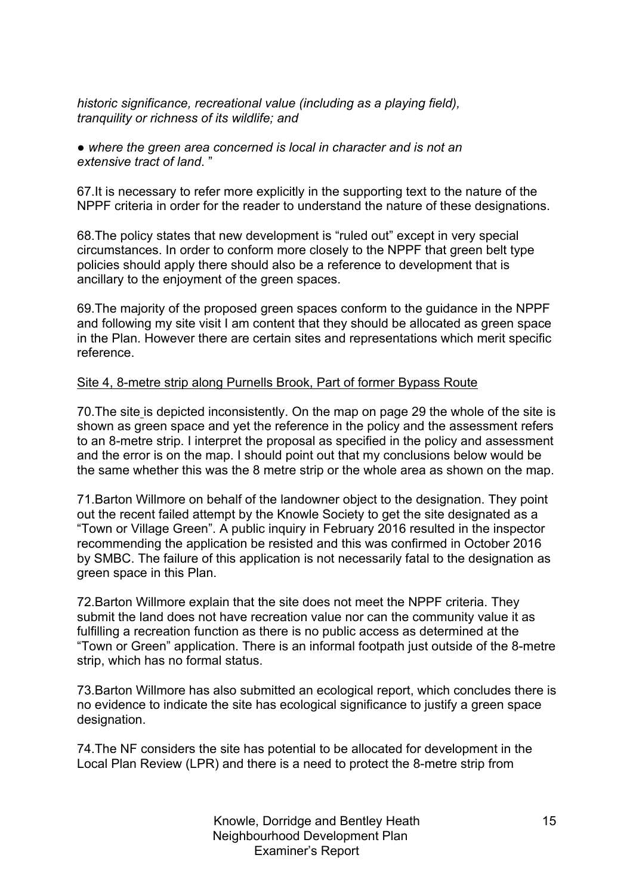*historic significance, recreational value (including as a playing field), tranquility or richness of its wildlife; and*

● *where the green area concerned is local in character and is not an extensive tract of land*. "

67.It is necessary to refer more explicitly in the supporting text to the nature of the NPPF criteria in order for the reader to understand the nature of these designations.

68.The policy states that new development is "ruled out" except in very special circumstances. In order to conform more closely to the NPPF that green belt type policies should apply there should also be a reference to development that is ancillary to the enjoyment of the green spaces.

69.The majority of the proposed green spaces conform to the guidance in the NPPF and following my site visit I am content that they should be allocated as green space in the Plan. However there are certain sites and representations which merit specific reference.

<u>Site 4, 8-metre strip along Purnells Brook, Part of former Bypass Route</u>

70.The site is depicted inconsistently. On the map on page 29 the whole of the site is shown as green space and yet the reference in the policy and the assessment refers to an 8-metre strip. I interpret the proposal as specified in the policy and assessment and the error is on the map. I should point out that my conclusions below would be the same whether this was the 8 metre strip or the whole area as shown on the map.

71.Barton Willmore on behalf of the landowner object to the designation. They point out the recent failed attempt by the Knowle Society to get the site designated as a "Town or Village Green". A public inquiry in February 2016 resulted in the inspector recommending the application be resisted and this was confirmed in October 2016 by SMBC. The failure of this application is not necessarily fatal to the designation as green space in this Plan.

72.Barton Willmore explain that the site does not meet the NPPF criteria. They submit the land does not have recreation value nor can the community value it as fulfilling a recreation function as there is no public access as determined at the "Town or Green" application. There is an informal footpath just outside of the 8-metre strip, which has no formal status.

73.Barton Willmore has also submitted an ecological report, which concludes there is no evidence to indicate the site has ecological significance to justify a green space designation.

74.The NF considers the site has potential to be allocated for development in the Local Plan Review (LPR) and there is a need to protect the 8-metre strip from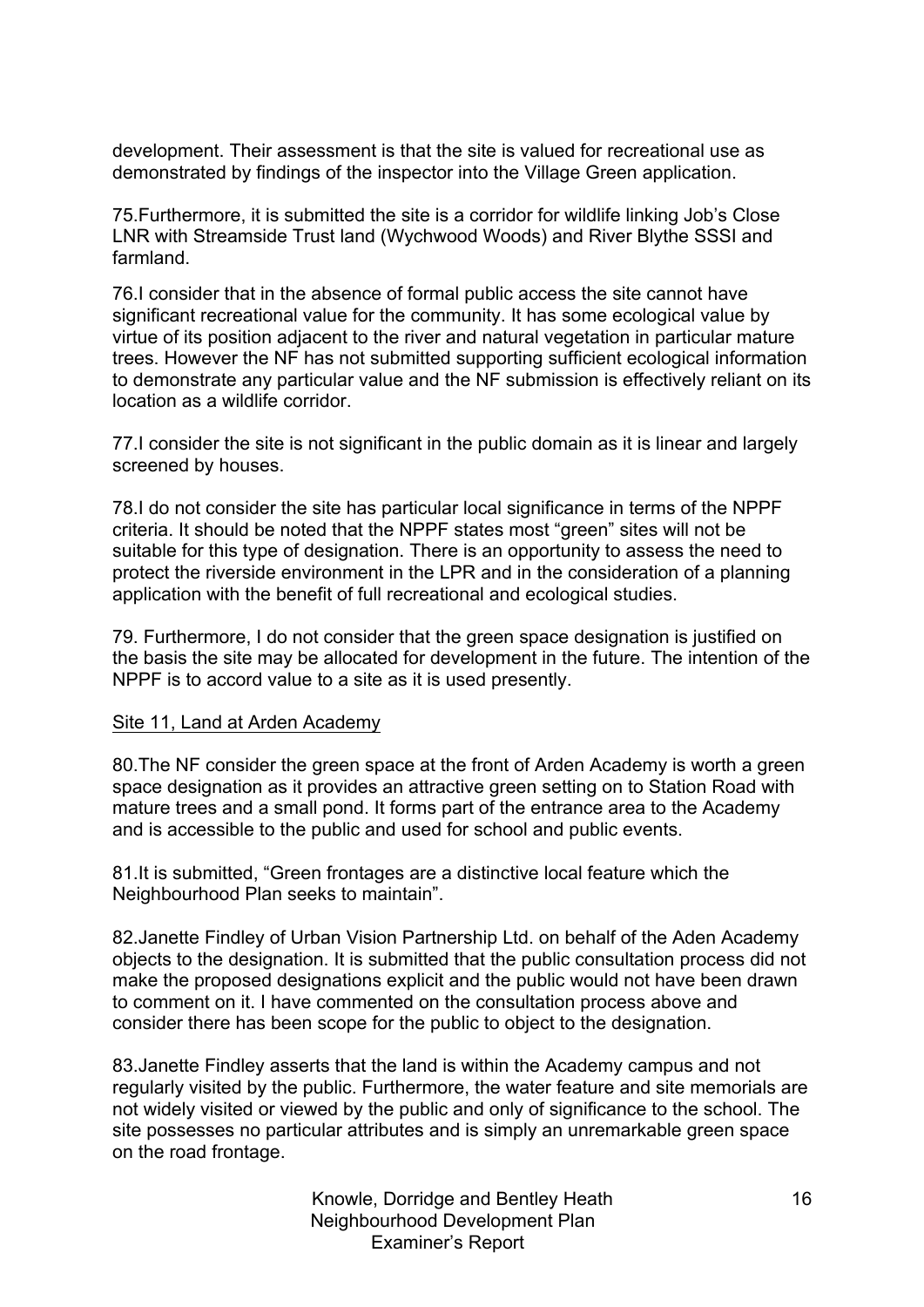development. Their assessment is that the site is valued for recreational use as demonstrated by findings of the inspector into the Village Green application.

75.Furthermore, it is submitted the site is a corridor for wildlife linking Job's Close LNR with Streamside Trust land (Wychwood Woods) and River Blythe SSSI and farmland.

76.I consider that in the absence of formal public access the site cannot have significant recreational value for the community. It has some ecological value by virtue of its position adjacent to the river and natural vegetation in particular mature trees. However the NF has not submitted supporting sufficient ecological information to demonstrate any particular value and the NF submission is effectively reliant on its location as a wildlife corridor.

77.I consider the site is not significant in the public domain as it is linear and largely screened by houses.

78.I do not consider the site has particular local significance in terms of the NPPF criteria. It should be noted that the NPPF states most "green" sites will not be suitable for this type of designation. There is an opportunity to assess the need to protect the riverside environment in the LPR and in the consideration of a planning application with the benefit of full recreational and ecological studies.

79. Furthermore, I do not consider that the green space designation is justified on the basis the site may be allocated for development in the future. The intention of the NPPF is to accord value to a site as it is used presently.

Site 11, Land at Arden Academy

80.The NF consider the green space at the front of Arden Academy is worth a green space designation as it provides an attractive green setting on to Station Road with mature trees and a small pond. It forms part of the entrance area to the Academy and is accessible to the public and used for school and public events.

81.It is submitted, "Green frontages are a distinctive local feature which the Neighbourhood Plan seeks to maintain".

82.Janette Findley of Urban Vision Partnership Ltd. on behalf of the Aden Academy objects to the designation. It is submitted that the public consultation process did not make the proposed designations explicit and the public would not have been drawn to comment on it. I have commented on the consultation process above and consider there has been scope for the public to object to the designation.

83.Janette Findley asserts that the land is within the Academy campus and not regularly visited by the public. Furthermore, the water feature and site memorials are not widely visited or viewed by the public and only of significance to the school. The site possesses no particular attributes and is simply an unremarkable green space on the road frontage.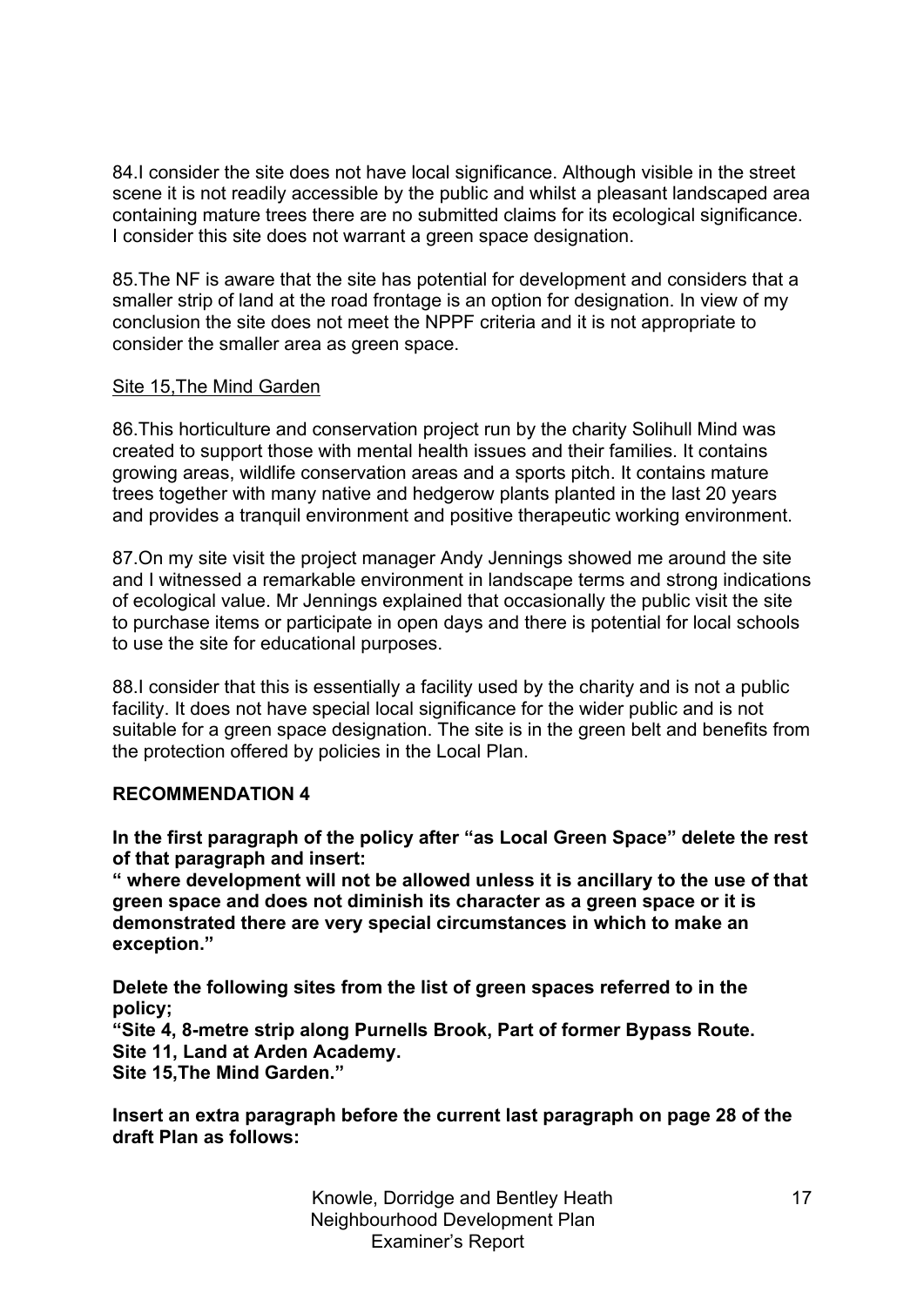84.I consider the site does not have local significance. Although visible in the street scene it is not readily accessible by the public and whilst a pleasant landscaped area containing mature trees there are no submitted claims for its ecological significance. I consider this site does not warrant a green space designation.

85.The NF is aware that the site has potential for development and considers that a smaller strip of land at the road frontage is an option for designation. In view of my conclusion the site does not meet the NPPF criteria and it is not appropriate to consider the smaller area as green space.

Site 15,The Mind Garden

86.This horticulture and conservation project run by the charity Solihull Mind was created to support those with mental health issues and their families. It contains growing areas, wildlife conservation areas and a sports pitch. It contains mature trees together with many native and hedgerow plants planted in the last 20 years and provides a tranquil environment and positive therapeutic working environment.

87.On my site visit the project manager Andy Jennings showed me around the site and I witnessed a remarkable environment in landscape terms and strong indications of ecological value. Mr Jennings explained that occasionally the public visit the site to purchase items or participate in open days and there is potential for local schools to use the site for educational purposes.

88.I consider that this is essentially a facility used by the charity and is not a public facility. It does not have special local significance for the wider public and is not suitable for a green space designation. The site is in the green belt and benefits from the protection offered by policies in the Local Plan.

**RECOMMENDATION 4**

**In the first paragraph of the policy after "as Local Green Space" delete the rest of that paragraph and insert:**
**" where development will not be allowed unless it is ancillary to the use of that green space and does not diminish its character as a green space or it is demonstrated there are very special circumstances in which to make an exception."**

**Delete the following sites from the list of green spaces referred to in the policy;**
**"Site 4, 8-metre strip along Purnells Brook, Part of former Bypass Route.**
**Site 11, Land at Arden Academy.**
**Site 15,The Mind Garden."**

**Insert an extra paragraph before the current last paragraph on page 28 of the draft Plan as follows:**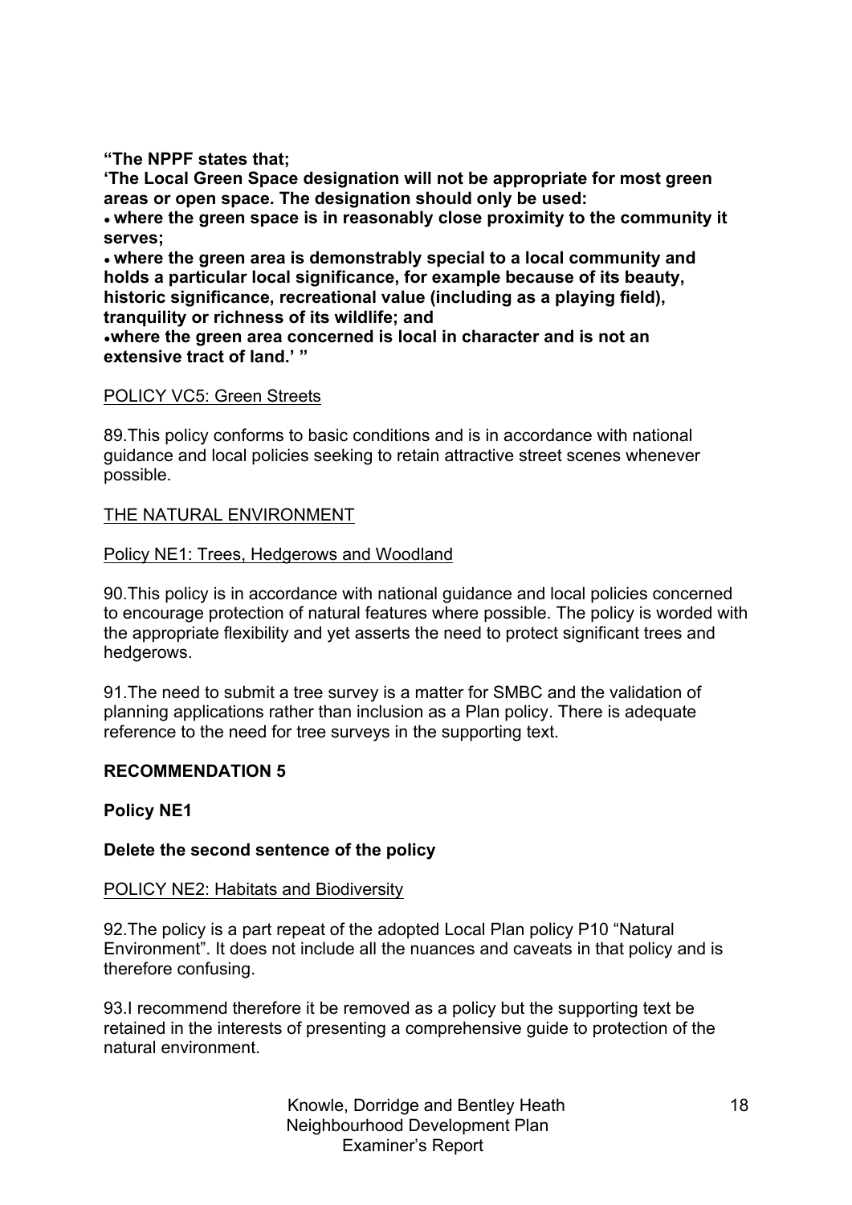**"The NPPF states that;**

**'The Local Green Space designation will not be appropriate for most green areas or open space. The designation should only be used:**

- **where the green space is in reasonably close proximity to the community it serves;**
- **where the green area is demonstrably special to a local community and holds a particular local significance, for example because of its beauty, historic significance, recreational value (including as a playing field), tranquility or richness of its wildlife; and**
- **where the green area concerned is local in character and is not an extensive tract of land.' "**

POLICY VC5: Green Streets

89.This policy conforms to basic conditions and is in accordance with national guidance and local policies seeking to retain attractive street scenes whenever possible.

THE NATURAL ENVIRONMENT

Policy NE1: Trees, Hedgerows and Woodland

90.This policy is in accordance with national guidance and local policies concerned to encourage protection of natural features where possible. The policy is worded with the appropriate flexibility and yet asserts the need to protect significant trees and hedgerows.

91.The need to submit a tree survey is a matter for SMBC and the validation of planning applications rather than inclusion as a Plan policy. There is adequate reference to the need for tree surveys in the supporting text.

**RECOMMENDATION 5**

**Policy NE1**

**Delete the second sentence of the policy**

POLICY NE2: Habitats and Biodiversity

92.The policy is a part repeat of the adopted Local Plan policy P10 "Natural Environment". It does not include all the nuances and caveats in that policy and is therefore confusing.

93.I recommend therefore it be removed as a policy but the supporting text be retained in the interests of presenting a comprehensive guide to protection of the natural environment.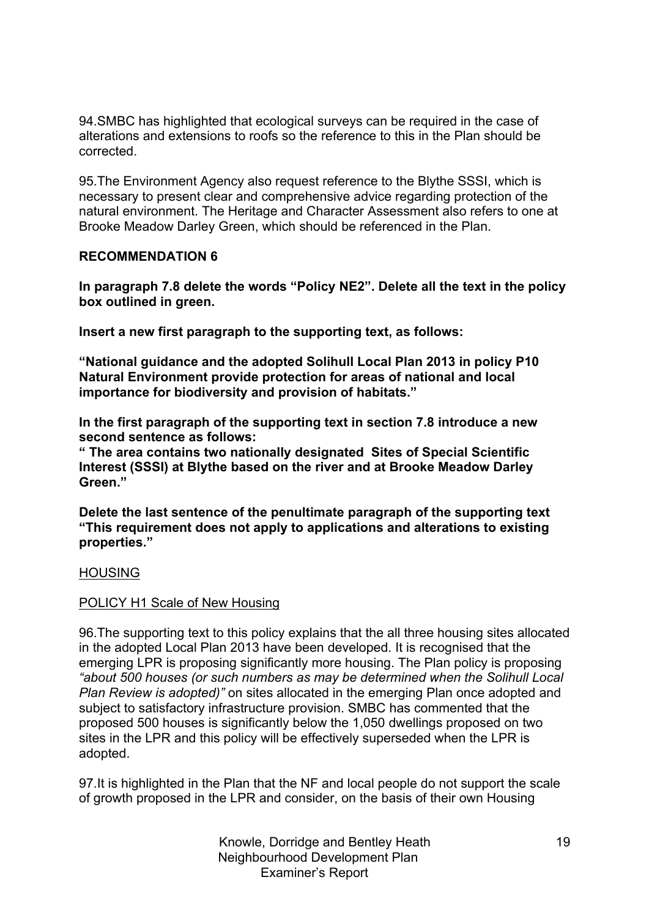94.SMBC has highlighted that ecological surveys can be required in the case of alterations and extensions to roofs so the reference to this in the Plan should be corrected.

95.The Environment Agency also request reference to the Blythe SSSI, which is necessary to present clear and comprehensive advice regarding protection of the natural environment. The Heritage and Character Assessment also refers to one at Brooke Meadow Darley Green, which should be referenced in the Plan.

**RECOMMENDATION 6**

**In paragraph 7.8 delete the words "Policy NE2". Delete all the text in the policy box outlined in green.**

**Insert a new first paragraph to the supporting text, as follows:**

**"National guidance and the adopted Solihull Local Plan 2013 in policy P10 Natural Environment provide protection for areas of national and local importance for biodiversity and provision of habitats."**

**In the first paragraph of the supporting text in section 7.8 introduce a new second sentence as follows:**

**" The area contains two nationally designated Sites of Special Scientific Interest (SSSI) at Blythe based on the river and at Brooke Meadow Darley Green."**

**Delete the last sentence of the penultimate paragraph of the supporting text "This requirement does not apply to applications and alterations to existing properties."**

HOUSING

POLICY H1 Scale of New Housing

96.The supporting text to this policy explains that the all three housing sites allocated in the adopted Local Plan 2013 have been developed. It is recognised that the emerging LPR is proposing significantly more housing. The Plan policy is proposing *"about 500 houses (or such numbers as may be determined when the Solihull Local Plan Review is adopted)"* on sites allocated in the emerging Plan once adopted and subject to satisfactory infrastructure provision. SMBC has commented that the proposed 500 houses is significantly below the 1,050 dwellings proposed on two sites in the LPR and this policy will be effectively superseded when the LPR is adopted.

97.It is highlighted in the Plan that the NF and local people do not support the scale of growth proposed in the LPR and consider, on the basis of their own Housing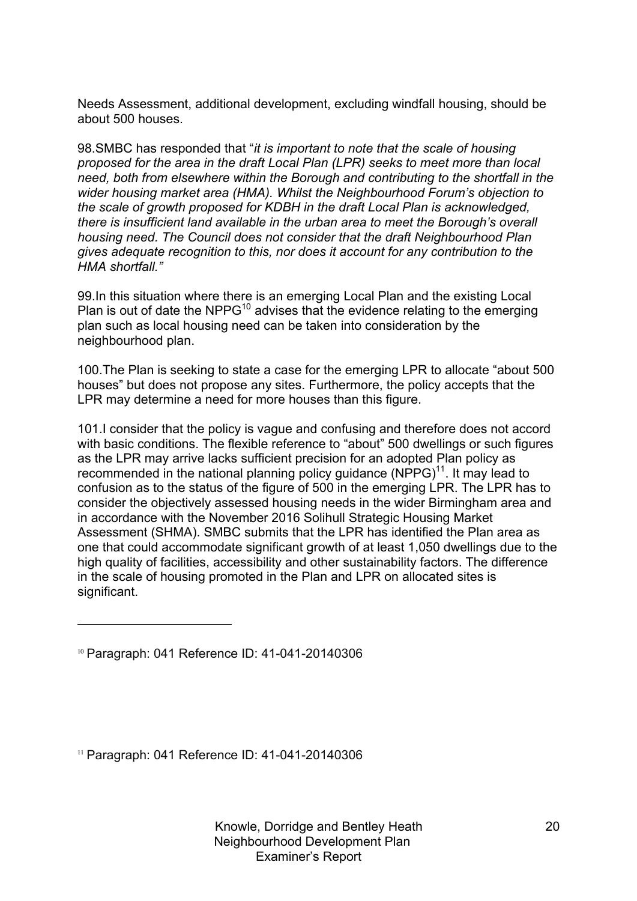Needs Assessment, additional development, excluding windfall housing, should be about 500 houses.

98.SMBC has responded that "*it is important to note that the scale of housing proposed for the area in the draft Local Plan (LPR) seeks to meet more than local need, both from elsewhere within the Borough and contributing to the shortfall in the wider housing market area (HMA). Whilst the Neighbourhood Forum's objection to the scale of growth proposed for KDBH in the draft Local Plan is acknowledged, there is insufficient land available in the urban area to meet the Borough's overall housing need. The Council does not consider that the draft Neighbourhood Plan gives adequate recognition to this, nor does it account for any contribution to the HMA shortfall.*"

99.In this situation where there is an emerging Local Plan and the existing Local Plan is out of date the NPPG[10] advises that the evidence relating to the emerging plan such as local housing need can be taken into consideration by the neighbourhood plan.

100.The Plan is seeking to state a case for the emerging LPR to allocate "about 500 houses" but does not propose any sites. Furthermore, the policy accepts that the LPR may determine a need for more houses than this figure.

101.I consider that the policy is vague and confusing and therefore does not accord with basic conditions. The flexible reference to "about" 500 dwellings or such figures as the LPR may arrive lacks sufficient precision for an adopted Plan policy as recommended in the national planning policy guidance (NPPG)[11]. It may lead to confusion as to the status of the figure of 500 in the emerging LPR. The LPR has to consider the objectively assessed housing needs in the wider Birmingham area and in accordance with the November 2016 Solihull Strategic Housing Market Assessment (SHMA). SMBC submits that the LPR has identified the Plan area as one that could accommodate significant growth of at least 1,050 dwellings due to the high quality of facilities, accessibility and other sustainability factors. The difference in the scale of housing promoted in the Plan and LPR on allocated sites is significant.

---

[10] Paragraph: 041 Reference ID: 41-041-20140306

[11] Paragraph: 041 Reference ID: 41-041-20140306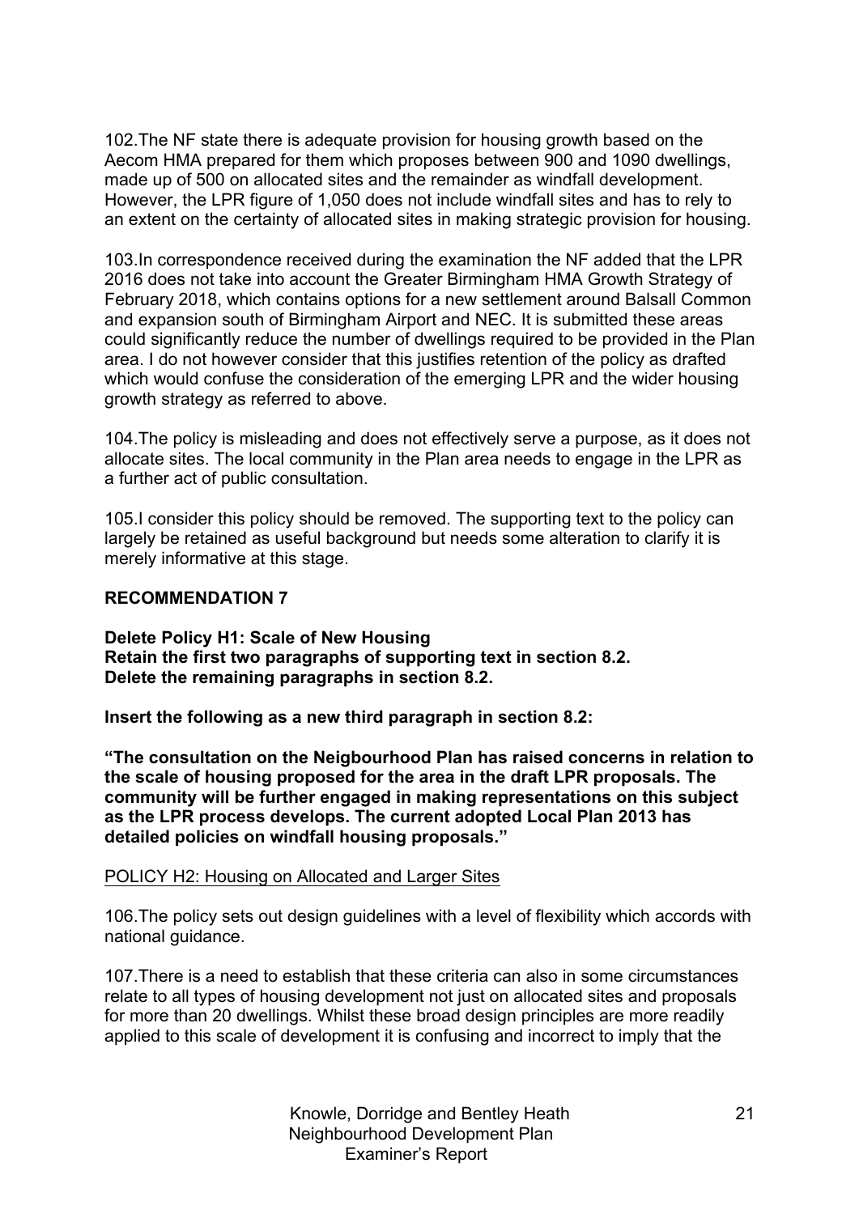102.The NF state there is adequate provision for housing growth based on the Aecom HMA prepared for them which proposes between 900 and 1090 dwellings, made up of 500 on allocated sites and the remainder as windfall development. However, the LPR figure of 1,050 does not include windfall sites and has to rely to an extent on the certainty of allocated sites in making strategic provision for housing.

103.In correspondence received during the examination the NF added that the LPR 2016 does not take into account the Greater Birmingham HMA Growth Strategy of February 2018, which contains options for a new settlement around Balsall Common and expansion south of Birmingham Airport and NEC. It is submitted these areas could significantly reduce the number of dwellings required to be provided in the Plan area. I do not however consider that this justifies retention of the policy as drafted which would confuse the consideration of the emerging LPR and the wider housing growth strategy as referred to above.

104.The policy is misleading and does not effectively serve a purpose, as it does not allocate sites. The local community in the Plan area needs to engage in the LPR as a further act of public consultation.

105.I consider this policy should be removed. The supporting text to the policy can largely be retained as useful background but needs some alteration to clarify it is merely informative at this stage.

**RECOMMENDATION 7**

**Delete Policy H1: Scale of New Housing**
**Retain the first two paragraphs of supporting text in section 8.2.**
**Delete the remaining paragraphs in section 8.2.**

**Insert the following as a new third paragraph in section 8.2:**

**"The consultation on the Neigbourhood Plan has raised concerns in relation to the scale of housing proposed for the area in the draft LPR proposals. The community will be further engaged in making representations on this subject as the LPR process develops. The current adopted Local Plan 2013 has detailed policies on windfall housing proposals."**

<u>POLICY H2: Housing on Allocated and Larger Sites</u>

106.The policy sets out design guidelines with a level of flexibility which accords with national guidance.

107.There is a need to establish that these criteria can also in some circumstances relate to all types of housing development not just on allocated sites and proposals for more than 20 dwellings. Whilst these broad design principles are more readily applied to this scale of development it is confusing and incorrect to imply that the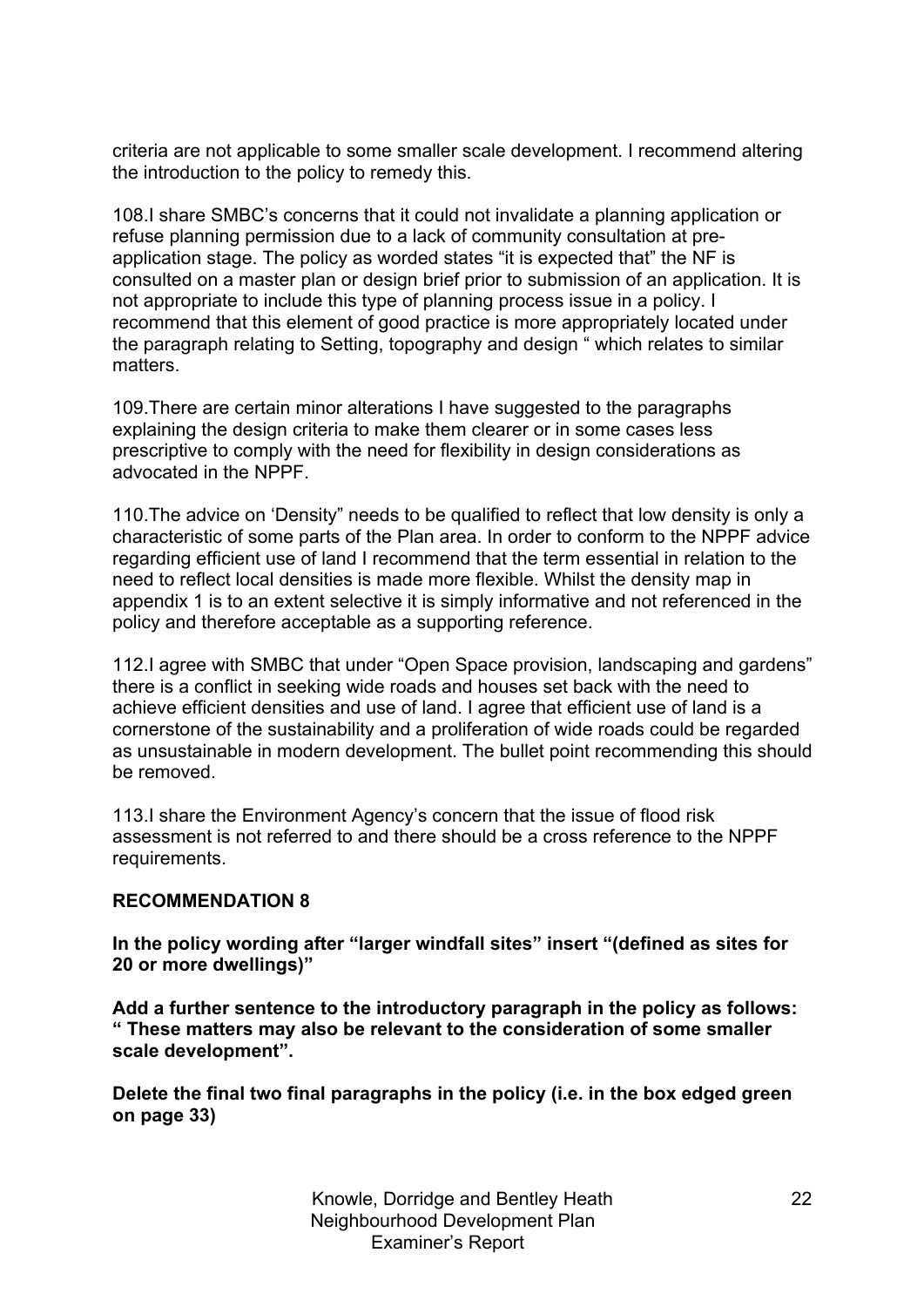criteria are not applicable to some smaller scale development. I recommend altering the introduction to the policy to remedy this.

108.I share SMBC's concerns that it could not invalidate a planning application or refuse planning permission due to a lack of community consultation at pre-application stage. The policy as worded states "it is expected that" the NF is consulted on a master plan or design brief prior to submission of an application. It is not appropriate to include this type of planning process issue in a policy. I recommend that this element of good practice is more appropriately located under the paragraph relating to Setting, topography and design " which relates to similar matters.

109.There are certain minor alterations I have suggested to the paragraphs explaining the design criteria to make them clearer or in some cases less prescriptive to comply with the need for flexibility in design considerations as advocated in the NPPF.

110.The advice on 'Density" needs to be qualified to reflect that low density is only a characteristic of some parts of the Plan area. In order to conform to the NPPF advice regarding efficient use of land I recommend that the term essential in relation to the need to reflect local densities is made more flexible. Whilst the density map in appendix 1 is to an extent selective it is simply informative and not referenced in the policy and therefore acceptable as a supporting reference.

112.I agree with SMBC that under "Open Space provision, landscaping and gardens" there is a conflict in seeking wide roads and houses set back with the need to achieve efficient densities and use of land. I agree that efficient use of land is a cornerstone of the sustainability and a proliferation of wide roads could be regarded as unsustainable in modern development. The bullet point recommending this should be removed.

113.I share the Environment Agency's concern that the issue of flood risk assessment is not referred to and there should be a cross reference to the NPPF requirements.

**RECOMMENDATION 8**

**In the policy wording after "larger windfall sites" insert "(defined as sites for 20 or more dwellings)"**

**Add a further sentence to the introductory paragraph in the policy as follows: " These matters may also be relevant to the consideration of some smaller scale development".**

**Delete the final two final paragraphs in the policy (i.e. in the box edged green on page 33)**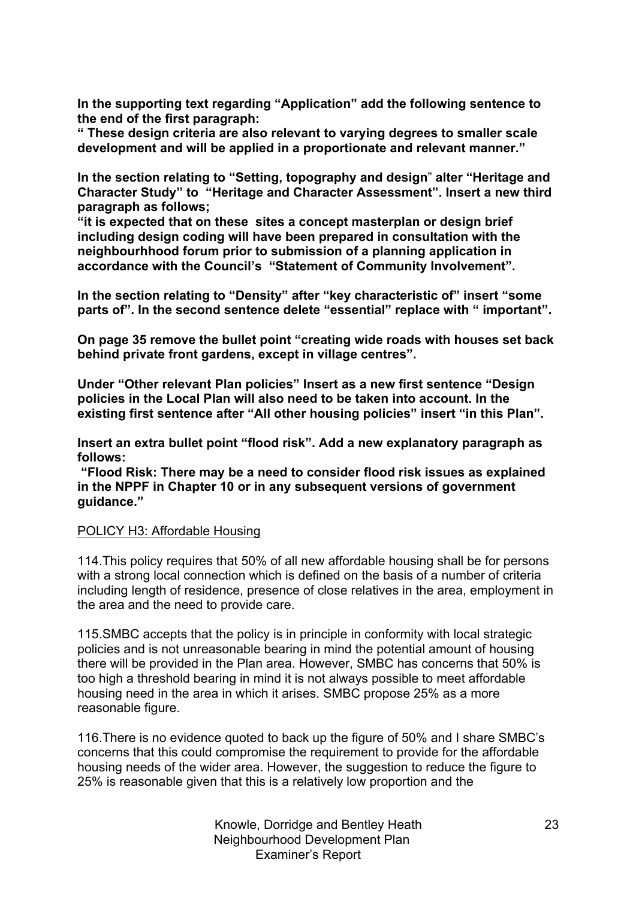**In the supporting text regarding "Application" add the following sentence to the end of the first paragraph:**
**" These design criteria are also relevant to varying degrees to smaller scale development and will be applied in a proportionate and relevant manner."**

**In the section relating to "Setting, topography and design" alter "Heritage and Character Study" to "Heritage and Character Assessment". Insert a new third paragraph as follows;**
**"it is expected that on these sites a concept masterplan or design brief including design coding will have been prepared in consultation with the neighbourhhood forum prior to submission of a planning application in accordance with the Council's "Statement of Community Involvement".**

**In the section relating to "Density" after "key characteristic of" insert "some parts of". In the second sentence delete "essential" replace with " important".**

**On page 35 remove the bullet point "creating wide roads with houses set back behind private front gardens, except in village centres".**

**Under "Other relevant Plan policies" Insert as a new first sentence "Design policies in the Local Plan will also need to be taken into account. In the existing first sentence after "All other housing policies" insert "in this Plan".**

**Insert an extra bullet point "flood risk". Add a new explanatory paragraph as follows:**
**"Flood Risk: There may be a need to consider flood risk issues as explained in the NPPF in Chapter 10 or in any subsequent versions of government guidance."**

<u>POLICY H3: Affordable Housing</u>

114.This policy requires that 50% of all new affordable housing shall be for persons with a strong local connection which is defined on the basis of a number of criteria including length of residence, presence of close relatives in the area, employment in the area and the need to provide care.

115.SMBC accepts that the policy is in principle in conformity with local strategic policies and is not unreasonable bearing in mind the potential amount of housing there will be provided in the Plan area. However, SMBC has concerns that 50% is too high a threshold bearing in mind it is not always possible to meet affordable housing need in the area in which it arises. SMBC propose 25% as a more reasonable figure.

116.There is no evidence quoted to back up the figure of 50% and I share SMBC's concerns that this could compromise the requirement to provide for the affordable housing needs of the wider area. However, the suggestion to reduce the figure to 25% is reasonable given that this is a relatively low proportion and the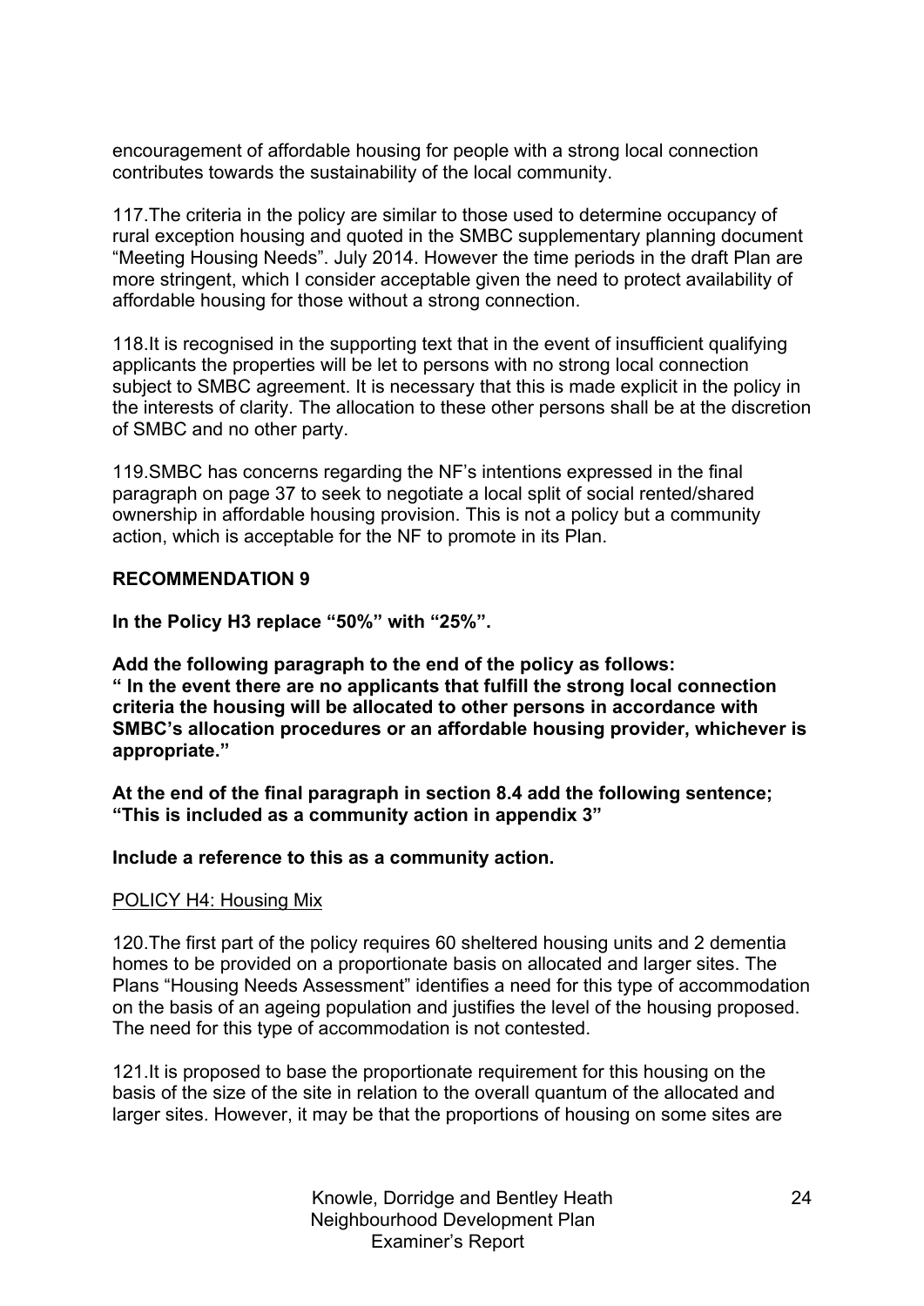encouragement of affordable housing for people with a strong local connection contributes towards the sustainability of the local community.

117.The criteria in the policy are similar to those used to determine occupancy of rural exception housing and quoted in the SMBC supplementary planning document "Meeting Housing Needs". July 2014. However the time periods in the draft Plan are more stringent, which I consider acceptable given the need to protect availability of affordable housing for those without a strong connection.

118.It is recognised in the supporting text that in the event of insufficient qualifying applicants the properties will be let to persons with no strong local connection subject to SMBC agreement. It is necessary that this is made explicit in the policy in the interests of clarity. The allocation to these other persons shall be at the discretion of SMBC and no other party.

119.SMBC has concerns regarding the NF's intentions expressed in the final paragraph on page 37 to seek to negotiate a local split of social rented/shared ownership in affordable housing provision. This is not a policy but a community action, which is acceptable for the NF to promote in its Plan.

**RECOMMENDATION 9**

**In the Policy H3 replace "50%" with "25%".**

**Add the following paragraph to the end of the policy as follows:**
**" In the event there are no applicants that fulfill the strong local connection criteria the housing will be allocated to other persons in accordance with SMBC's allocation procedures or an affordable housing provider, whichever is appropriate."**

**At the end of the final paragraph in section 8.4 add the following sentence; "This is included as a community action in appendix 3"**

**Include a reference to this as a community action.**

POLICY H4: Housing Mix

120.The first part of the policy requires 60 sheltered housing units and 2 dementia homes to be provided on a proportionate basis on allocated and larger sites. The Plans "Housing Needs Assessment" identifies a need for this type of accommodation on the basis of an ageing population and justifies the level of the housing proposed. The need for this type of accommodation is not contested.

121.It is proposed to base the proportionate requirement for this housing on the basis of the size of the site in relation to the overall quantum of the allocated and larger sites. However, it may be that the proportions of housing on some sites are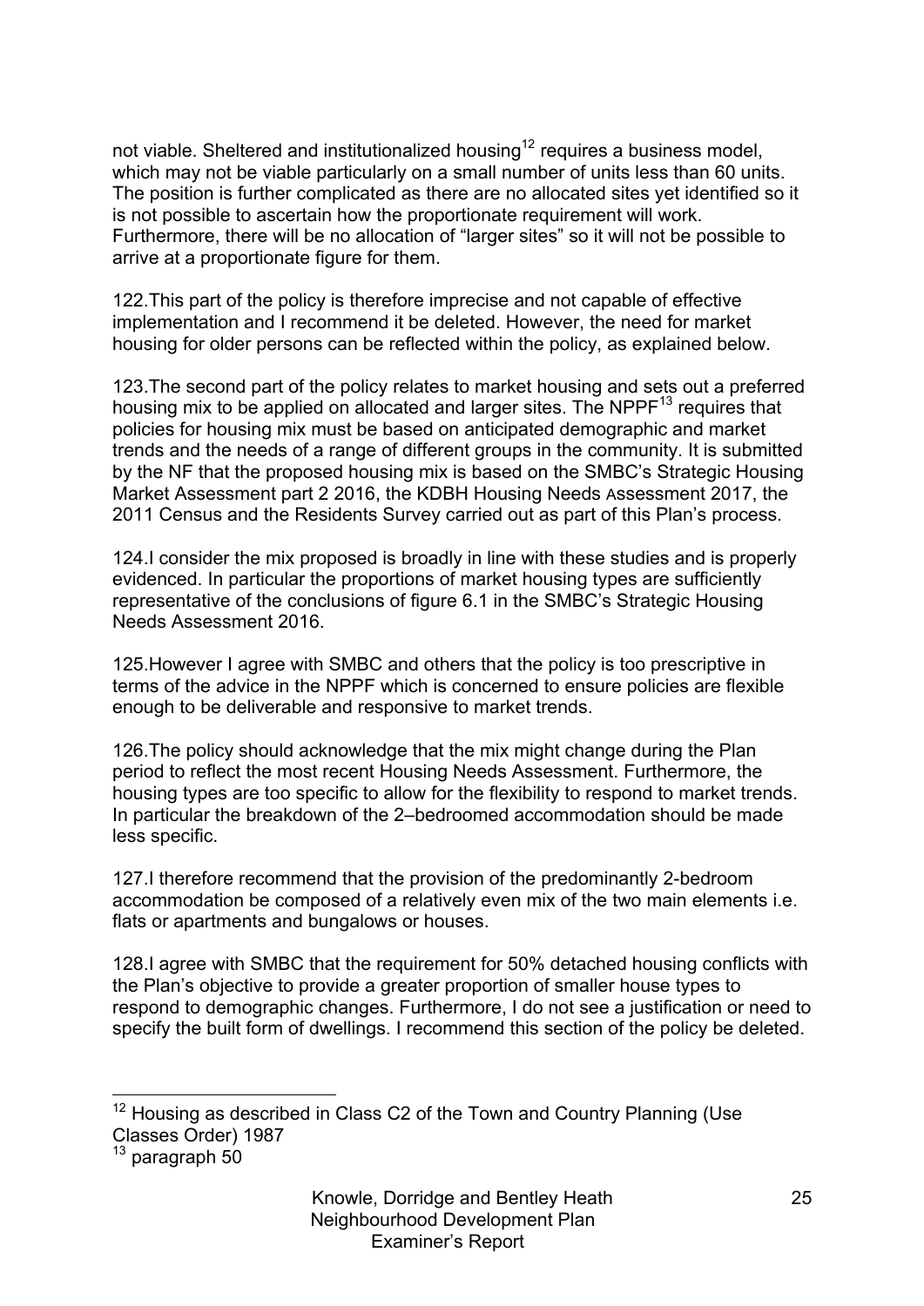not viable. Sheltered and institutionalized housing[12] requires a business model, which may not be viable particularly on a small number of units less than 60 units. The position is further complicated as there are no allocated sites yet identified so it is not possible to ascertain how the proportionate requirement will work. Furthermore, there will be no allocation of "larger sites" so it will not be possible to arrive at a proportionate figure for them.

122.This part of the policy is therefore imprecise and not capable of effective implementation and I recommend it be deleted. However, the need for market housing for older persons can be reflected within the policy, as explained below.

123.The second part of the policy relates to market housing and sets out a preferred housing mix to be applied on allocated and larger sites. The NPPF[13] requires that policies for housing mix must be based on anticipated demographic and market trends and the needs of a range of different groups in the community. It is submitted by the NF that the proposed housing mix is based on the SMBC's Strategic Housing Market Assessment part 2 2016, the KDBH Housing Needs Assessment 2017, the 2011 Census and the Residents Survey carried out as part of this Plan's process.

124.I consider the mix proposed is broadly in line with these studies and is properly evidenced. In particular the proportions of market housing types are sufficiently representative of the conclusions of figure 6.1 in the SMBC's Strategic Housing Needs Assessment 2016.

125.However I agree with SMBC and others that the policy is too prescriptive in terms of the advice in the NPPF which is concerned to ensure policies are flexible enough to be deliverable and responsive to market trends.

126.The policy should acknowledge that the mix might change during the Plan period to reflect the most recent Housing Needs Assessment. Furthermore, the housing types are too specific to allow for the flexibility to respond to market trends. In particular the breakdown of the 2–bedroomed accommodation should be made less specific.

127.I therefore recommend that the provision of the predominantly 2-bedroom accommodation be composed of a relatively even mix of the two main elements i.e. flats or apartments and bungalows or houses.

128.I agree with SMBC that the requirement for 50% detached housing conflicts with the Plan's objective to provide a greater proportion of smaller house types to respond to demographic changes. Furthermore, I do not see a justification or need to specify the built form of dwellings. I recommend this section of the policy be deleted.

---

[12] Housing as described in Class C2 of the Town and Country Planning (Use Classes Order) 1987

[13] paragraph 50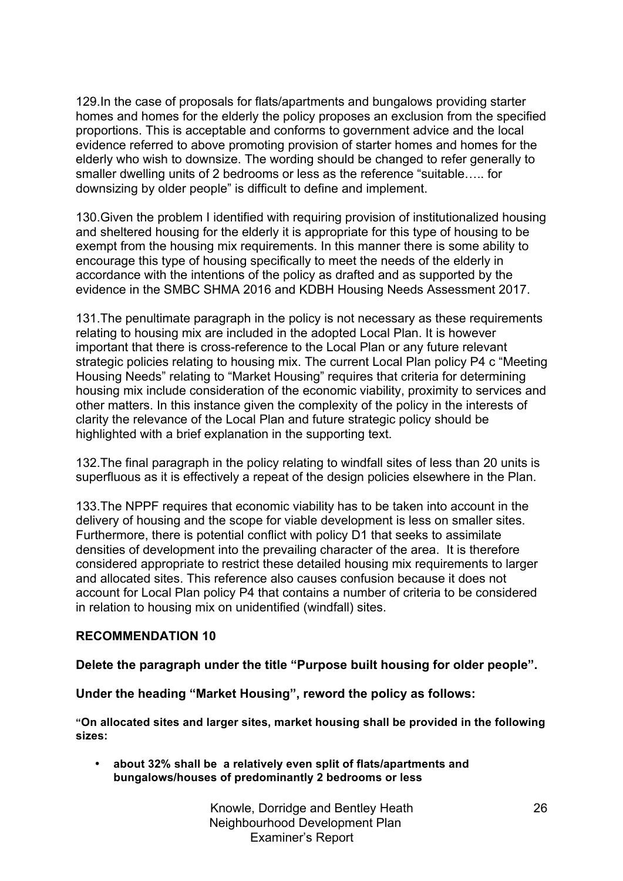129.In the case of proposals for flats/apartments and bungalows providing starter homes and homes for the elderly the policy proposes an exclusion from the specified proportions. This is acceptable and conforms to government advice and the local evidence referred to above promoting provision of starter homes and homes for the elderly who wish to downsize. The wording should be changed to refer generally to smaller dwelling units of 2 bedrooms or less as the reference "suitable….. for downsizing by older people" is difficult to define and implement.

130.Given the problem I identified with requiring provision of institutionalized housing and sheltered housing for the elderly it is appropriate for this type of housing to be exempt from the housing mix requirements. In this manner there is some ability to encourage this type of housing specifically to meet the needs of the elderly in accordance with the intentions of the policy as drafted and as supported by the evidence in the SMBC SHMA 2016 and KDBH Housing Needs Assessment 2017.

131.The penultimate paragraph in the policy is not necessary as these requirements relating to housing mix are included in the adopted Local Plan. It is however important that there is cross-reference to the Local Plan or any future relevant strategic policies relating to housing mix. The current Local Plan policy P4 c "Meeting Housing Needs" relating to "Market Housing" requires that criteria for determining housing mix include consideration of the economic viability, proximity to services and other matters. In this instance given the complexity of the policy in the interests of clarity the relevance of the Local Plan and future strategic policy should be highlighted with a brief explanation in the supporting text.

132.The final paragraph in the policy relating to windfall sites of less than 20 units is superfluous as it is effectively a repeat of the design policies elsewhere in the Plan.

133.The NPPF requires that economic viability has to be taken into account in the delivery of housing and the scope for viable development is less on smaller sites. Furthermore, there is potential conflict with policy D1 that seeks to assimilate densities of development into the prevailing character of the area. It is therefore considered appropriate to restrict these detailed housing mix requirements to larger and allocated sites. This reference also causes confusion because it does not account for Local Plan policy P4 that contains a number of criteria to be considered in relation to housing mix on unidentified (windfall) sites.

**RECOMMENDATION 10**

**Delete the paragraph under the title "Purpose built housing for older people".**

**Under the heading "Market Housing", reword the policy as follows:**

**"On allocated sites and larger sites, market housing shall be provided in the following sizes:**

- **about 32% shall be a relatively even split of flats/apartments and bungalows/houses of predominantly 2 bedrooms or less**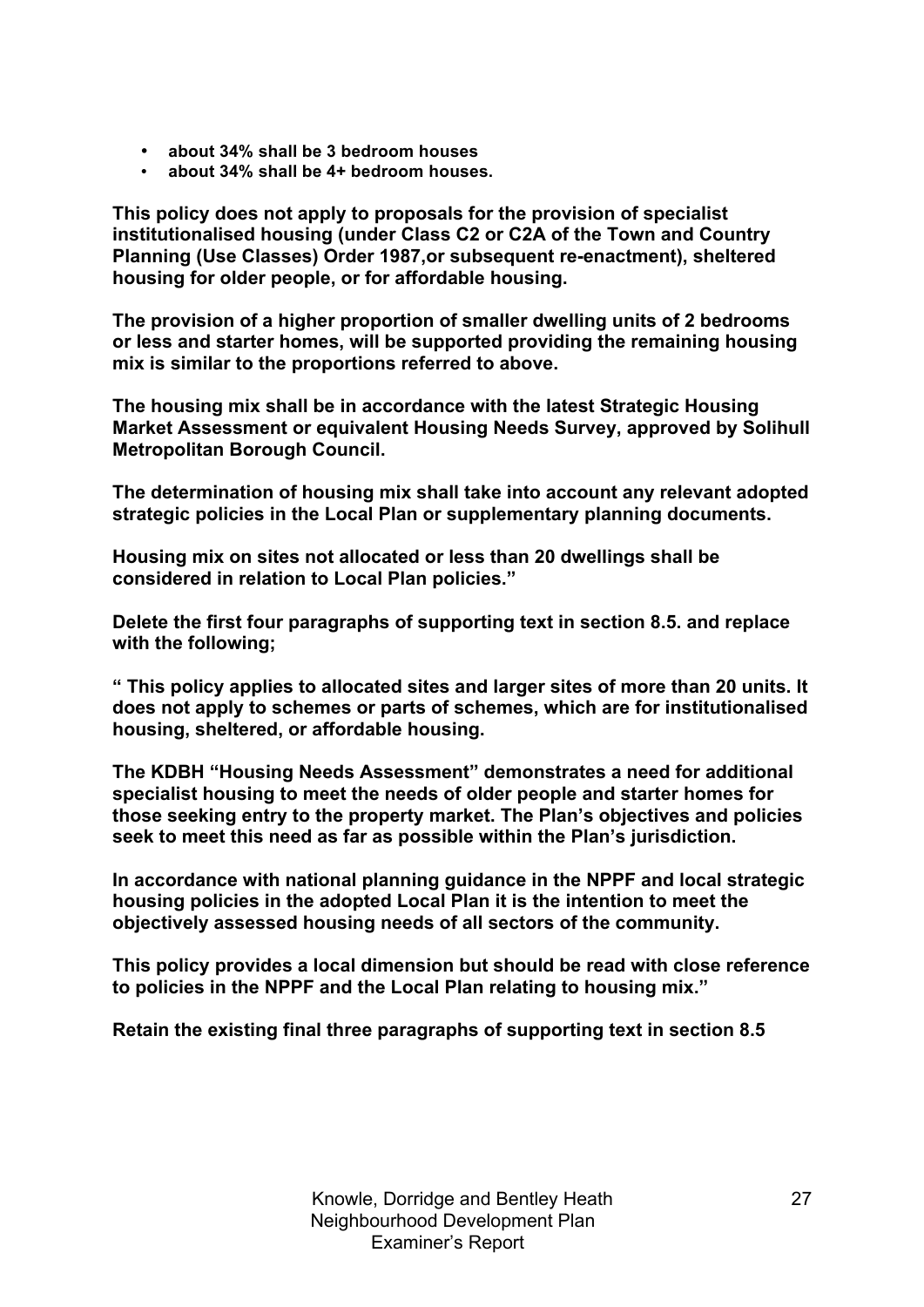- **about 34% shall be 3 bedroom houses**
- **about 34% shall be 4+ bedroom houses.**

**This policy does not apply to proposals for the provision of specialist institutionalised housing (under Class C2 or C2A of the Town and Country Planning (Use Classes) Order 1987,or subsequent re-enactment), sheltered housing for older people, or for affordable housing.**

**The provision of a higher proportion of smaller dwelling units of 2 bedrooms or less and starter homes, will be supported providing the remaining housing mix is similar to the proportions referred to above.**

**The housing mix shall be in accordance with the latest Strategic Housing Market Assessment or equivalent Housing Needs Survey, approved by Solihull Metropolitan Borough Council.**

**The determination of housing mix shall take into account any relevant adopted strategic policies in the Local Plan or supplementary planning documents.**

**Housing mix on sites not allocated or less than 20 dwellings shall be considered in relation to Local Plan policies."**

**Delete the first four paragraphs of supporting text in section 8.5. and replace with the following;**

**" This policy applies to allocated sites and larger sites of more than 20 units. It does not apply to schemes or parts of schemes, which are for institutionalised housing, sheltered, or affordable housing.**

**The KDBH "Housing Needs Assessment" demonstrates a need for additional specialist housing to meet the needs of older people and starter homes for those seeking entry to the property market. The Plan's objectives and policies seek to meet this need as far as possible within the Plan's jurisdiction.**

**In accordance with national planning guidance in the NPPF and local strategic housing policies in the adopted Local Plan it is the intention to meet the objectively assessed housing needs of all sectors of the community.**

**This policy provides a local dimension but should be read with close reference to policies in the NPPF and the Local Plan relating to housing mix."**

**Retain the existing final three paragraphs of supporting text in section 8.5**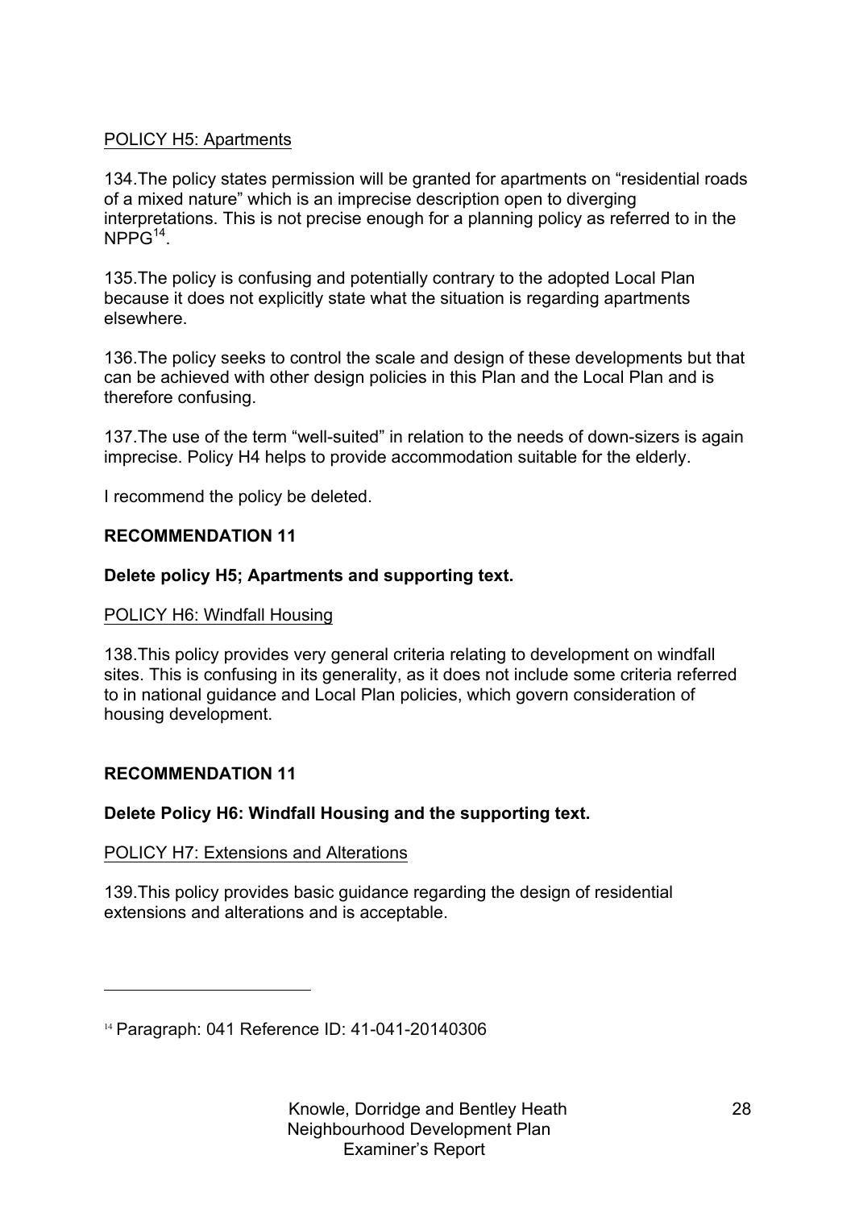POLICY H5: Apartments

134.The policy states permission will be granted for apartments on "residential roads of a mixed nature" which is an imprecise description open to diverging interpretations. This is not precise enough for a planning policy as referred to in the NPPG[14].

135.The policy is confusing and potentially contrary to the adopted Local Plan because it does not explicitly state what the situation is regarding apartments elsewhere.

136.The policy seeks to control the scale and design of these developments but that can be achieved with other design policies in this Plan and the Local Plan and is therefore confusing.

137.The use of the term "well-suited" in relation to the needs of down-sizers is again imprecise. Policy H4 helps to provide accommodation suitable for the elderly.

I recommend the policy be deleted.

**RECOMMENDATION 11**

**Delete policy H5; Apartments and supporting text.**

POLICY H6: Windfall Housing

138.This policy provides very general criteria relating to development on windfall sites. This is confusing in its generality, as it does not include some criteria referred to in national guidance and Local Plan policies, which govern consideration of housing development.

**RECOMMENDATION 11**

**Delete Policy H6: Windfall Housing and the supporting text.**

POLICY H7: Extensions and Alterations

139.This policy provides basic guidance regarding the design of residential extensions and alterations and is acceptable.

---

[14] Paragraph: 041 Reference ID: 41-041-20140306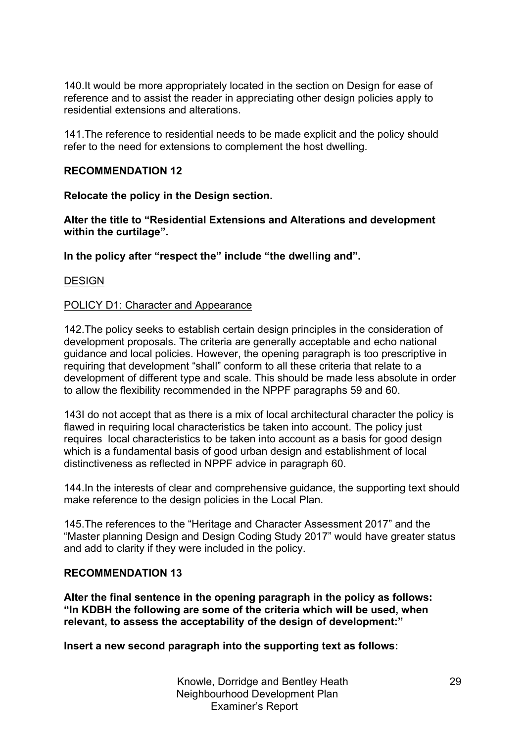140.It would be more appropriately located in the section on Design for ease of reference and to assist the reader in appreciating other design policies apply to residential extensions and alterations.

141.The reference to residential needs to be made explicit and the policy should refer to the need for extensions to complement the host dwelling.

**RECOMMENDATION 12**

**Relocate the policy in the Design section.**

**Alter the title to "Residential Extensions and Alterations and development within the curtilage".**

**In the policy after "respect the" include "the dwelling and".**

<u>DESIGN</u>

<u>POLICY D1: Character and Appearance</u>

142.The policy seeks to establish certain design principles in the consideration of development proposals. The criteria are generally acceptable and echo national guidance and local policies. However, the opening paragraph is too prescriptive in requiring that development "shall" conform to all these criteria that relate to a development of different type and scale. This should be made less absolute in order to allow the flexibility recommended in the NPPF paragraphs 59 and 60.

143I do not accept that as there is a mix of local architectural character the policy is flawed in requiring local characteristics be taken into account. The policy just requires local characteristics to be taken into account as a basis for good design which is a fundamental basis of good urban design and establishment of local distinctiveness as reflected in NPPF advice in paragraph 60.

144.In the interests of clear and comprehensive guidance, the supporting text should make reference to the design policies in the Local Plan.

145.The references to the "Heritage and Character Assessment 2017" and the "Master planning Design and Design Coding Study 2017" would have greater status and add to clarity if they were included in the policy.

**RECOMMENDATION 13**

**Alter the final sentence in the opening paragraph in the policy as follows: "In KDBH the following are some of the criteria which will be used, when relevant, to assess the acceptability of the design of development:"**

**Insert a new second paragraph into the supporting text as follows:**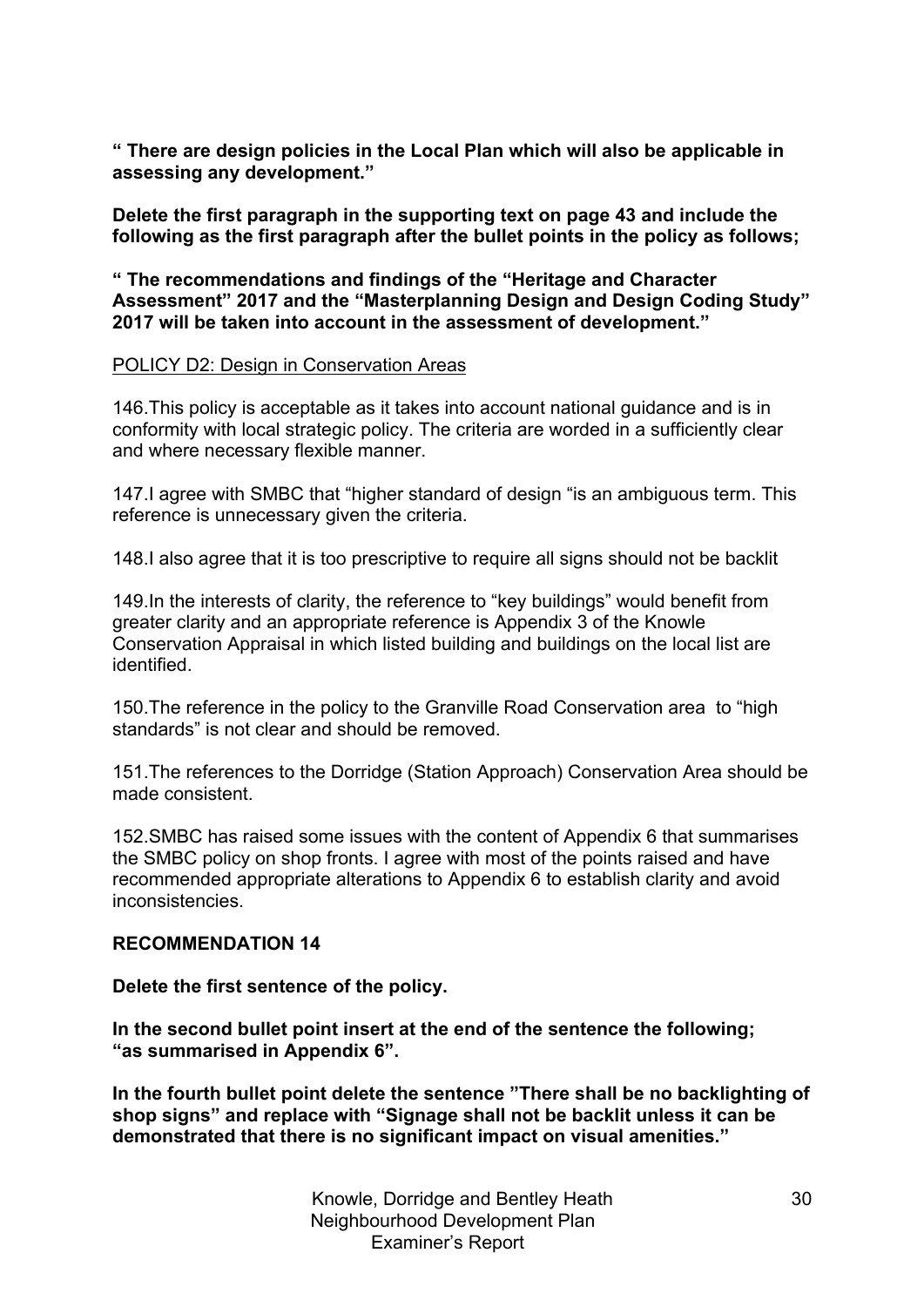**" There are design policies in the Local Plan which will also be applicable in assessing any development."**

**Delete the first paragraph in the supporting text on page 43 and include the following as the first paragraph after the bullet points in the policy as follows;**

**" The recommendations and findings of the "Heritage and Character Assessment" 2017 and the "Masterplanning Design and Design Coding Study" 2017 will be taken into account in the assessment of development."**

<u>POLICY D2: Design in Conservation Areas</u>

146.This policy is acceptable as it takes into account national guidance and is in conformity with local strategic policy. The criteria are worded in a sufficiently clear and where necessary flexible manner.

147.I agree with SMBC that "higher standard of design "is an ambiguous term. This reference is unnecessary given the criteria.

148.I also agree that it is too prescriptive to require all signs should not be backlit

149.In the interests of clarity, the reference to "key buildings" would benefit from greater clarity and an appropriate reference is Appendix 3 of the Knowle Conservation Appraisal in which listed building and buildings on the local list are identified.

150.The reference in the policy to the Granville Road Conservation area to "high standards" is not clear and should be removed.

151.The references to the Dorridge (Station Approach) Conservation Area should be made consistent.

152.SMBC has raised some issues with the content of Appendix 6 that summarises the SMBC policy on shop fronts. I agree with most of the points raised and have recommended appropriate alterations to Appendix 6 to establish clarity and avoid inconsistencies.

**RECOMMENDATION 14**

**Delete the first sentence of the policy.**

**In the second bullet point insert at the end of the sentence the following; "as summarised in Appendix 6".**

**In the fourth bullet point delete the sentence "There shall be no backlighting of shop signs" and replace with "Signage shall not be backlit unless it can be demonstrated that there is no significant impact on visual amenities."**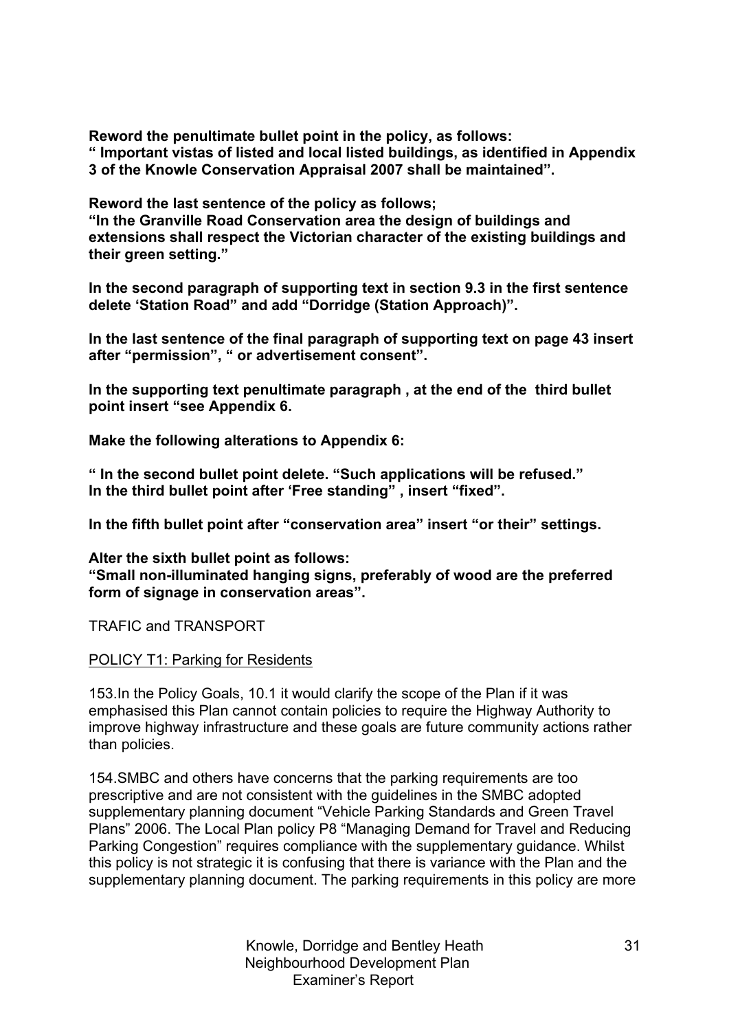**Reword the penultimate bullet point in the policy, as follows:**
**" Important vistas of listed and local listed buildings, as identified in Appendix 3 of the Knowle Conservation Appraisal 2007 shall be maintained".**

**Reword the last sentence of the policy as follows;**
**"In the Granville Road Conservation area the design of buildings and extensions shall respect the Victorian character of the existing buildings and their green setting."**

**In the second paragraph of supporting text in section 9.3 in the first sentence delete 'Station Road" and add "Dorridge (Station Approach)".**

**In the last sentence of the final paragraph of supporting text on page 43 insert after "permission", " or advertisement consent".**

**In the supporting text penultimate paragraph , at the end of the third bullet point insert "see Appendix 6.**

**Make the following alterations to Appendix 6:**

**" In the second bullet point delete. "Such applications will be refused."**
**In the third bullet point after 'Free standing" , insert "fixed".**

**In the fifth bullet point after "conservation area" insert "or their" settings.**

**Alter the sixth bullet point as follows:**
**"Small non-illuminated hanging signs, preferably of wood are the preferred form of signage in conservation areas".**

TRAFIC and TRANSPORT

<u>POLICY T1: Parking for Residents</u>

153.In the Policy Goals, 10.1 it would clarify the scope of the Plan if it was emphasised this Plan cannot contain policies to require the Highway Authority to improve highway infrastructure and these goals are future community actions rather than policies.

154.SMBC and others have concerns that the parking requirements are too prescriptive and are not consistent with the guidelines in the SMBC adopted supplementary planning document "Vehicle Parking Standards and Green Travel Plans" 2006. The Local Plan policy P8 "Managing Demand for Travel and Reducing Parking Congestion" requires compliance with the supplementary guidance. Whilst this policy is not strategic it is confusing that there is variance with the Plan and the supplementary planning document. The parking requirements in this policy are more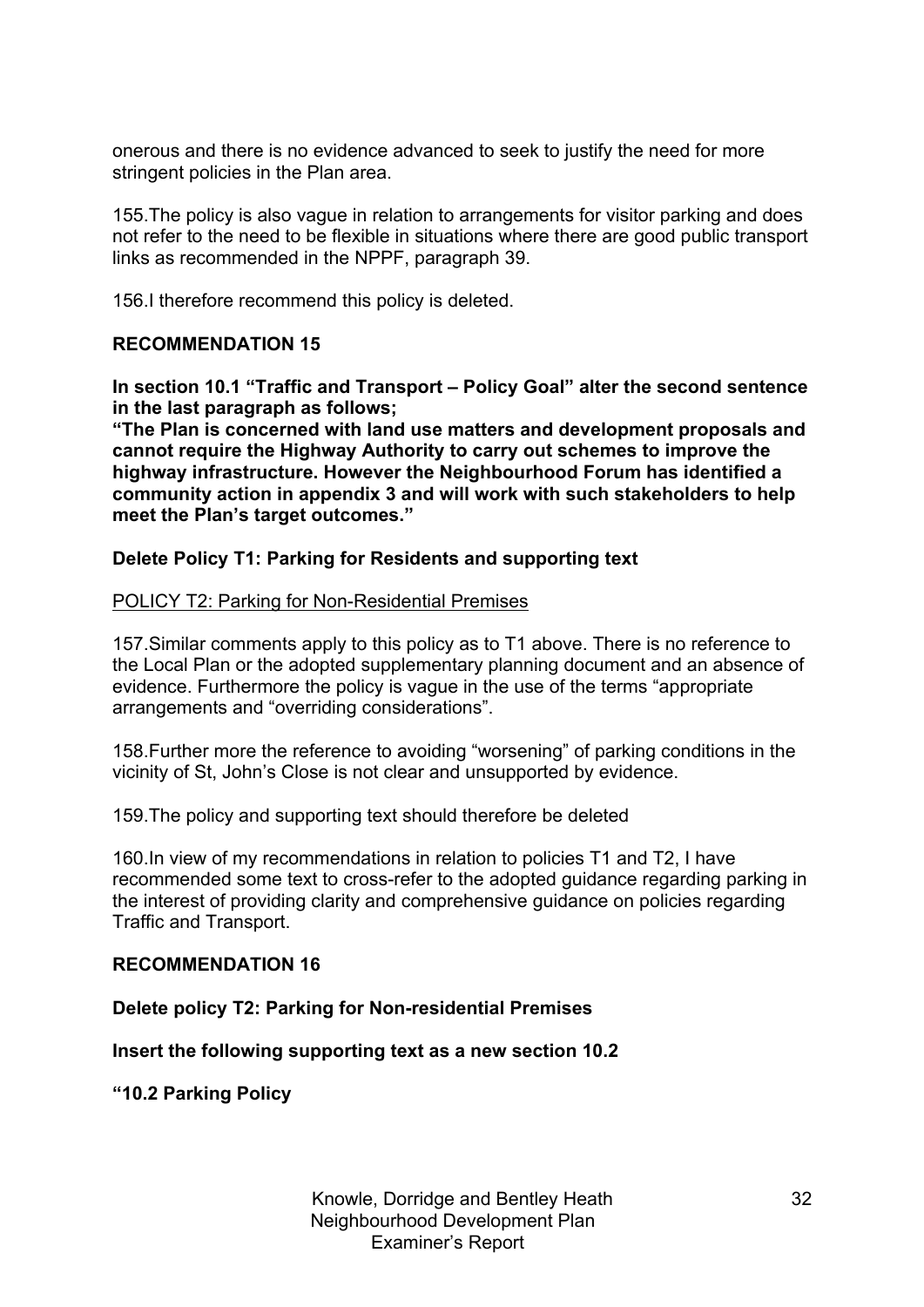onerous and there is no evidence advanced to seek to justify the need for more stringent policies in the Plan area.

155.The policy is also vague in relation to arrangements for visitor parking and does not refer to the need to be flexible in situations where there are good public transport links as recommended in the NPPF, paragraph 39.

156.I therefore recommend this policy is deleted.

**RECOMMENDATION 15**

**In section 10.1 "Traffic and Transport – Policy Goal" alter the second sentence in the last paragraph as follows;**

**"The Plan is concerned with land use matters and development proposals and cannot require the Highway Authority to carry out schemes to improve the highway infrastructure. However the Neighbourhood Forum has identified a community action in appendix 3 and will work with such stakeholders to help meet the Plan's target outcomes."**

**Delete Policy T1: Parking for Residents and supporting text**

<u>POLICY T2: Parking for Non-Residential Premises</u>

157.Similar comments apply to this policy as to T1 above. There is no reference to the Local Plan or the adopted supplementary planning document and an absence of evidence. Furthermore the policy is vague in the use of the terms "appropriate arrangements and "overriding considerations".

158.Further more the reference to avoiding "worsening" of parking conditions in the vicinity of St, John's Close is not clear and unsupported by evidence.

159.The policy and supporting text should therefore be deleted

160.In view of my recommendations in relation to policies T1 and T2, I have recommended some text to cross-refer to the adopted guidance regarding parking in the interest of providing clarity and comprehensive guidance on policies regarding Traffic and Transport.

**RECOMMENDATION 16**

**Delete policy T2: Parking for Non-residential Premises**

**Insert the following supporting text as a new section 10.2**

**"10.2 Parking Policy**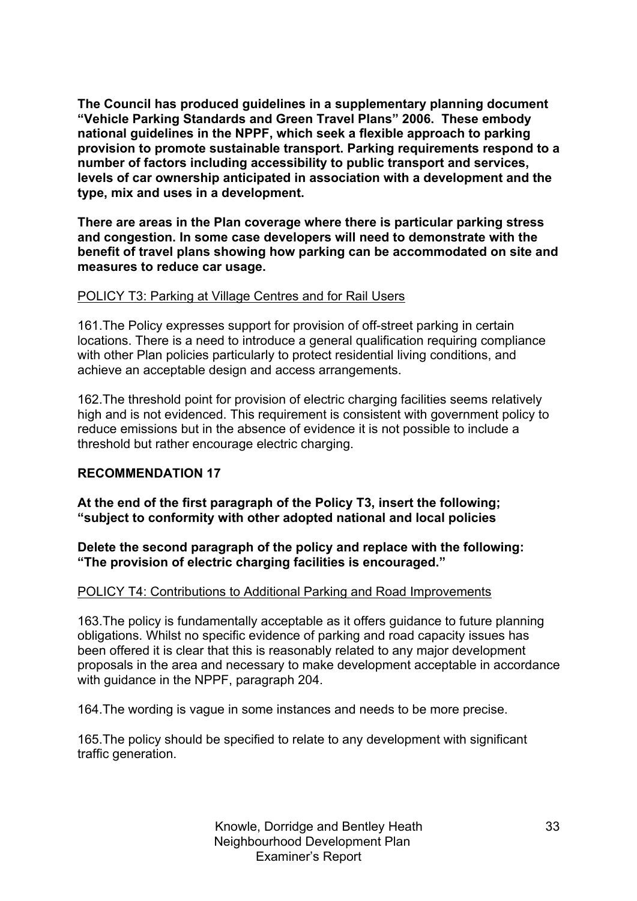**The Council has produced guidelines in a supplementary planning document "Vehicle Parking Standards and Green Travel Plans" 2006. These embody national guidelines in the NPPF, which seek a flexible approach to parking provision to promote sustainable transport. Parking requirements respond to a number of factors including accessibility to public transport and services, levels of car ownership anticipated in association with a development and the type, mix and uses in a development.**

**There are areas in the Plan coverage where there is particular parking stress and congestion. In some case developers will need to demonstrate with the benefit of travel plans showing how parking can be accommodated on site and measures to reduce car usage.**

<u>POLICY T3: Parking at Village Centres and for Rail Users</u>

161.The Policy expresses support for provision of off-street parking in certain locations. There is a need to introduce a general qualification requiring compliance with other Plan policies particularly to protect residential living conditions, and achieve an acceptable design and access arrangements.

162.The threshold point for provision of electric charging facilities seems relatively high and is not evidenced. This requirement is consistent with government policy to reduce emissions but in the absence of evidence it is not possible to include a threshold but rather encourage electric charging.

**RECOMMENDATION 17**

**At the end of the first paragraph of the Policy T3, insert the following; "subject to conformity with other adopted national and local policies**

**Delete the second paragraph of the policy and replace with the following: "The provision of electric charging facilities is encouraged."**

<u>POLICY T4: Contributions to Additional Parking and Road Improvements</u>

163.The policy is fundamentally acceptable as it offers guidance to future planning obligations. Whilst no specific evidence of parking and road capacity issues has been offered it is clear that this is reasonably related to any major development proposals in the area and necessary to make development acceptable in accordance with guidance in the NPPF, paragraph 204.

164.The wording is vague in some instances and needs to be more precise.

165.The policy should be specified to relate to any development with significant traffic generation.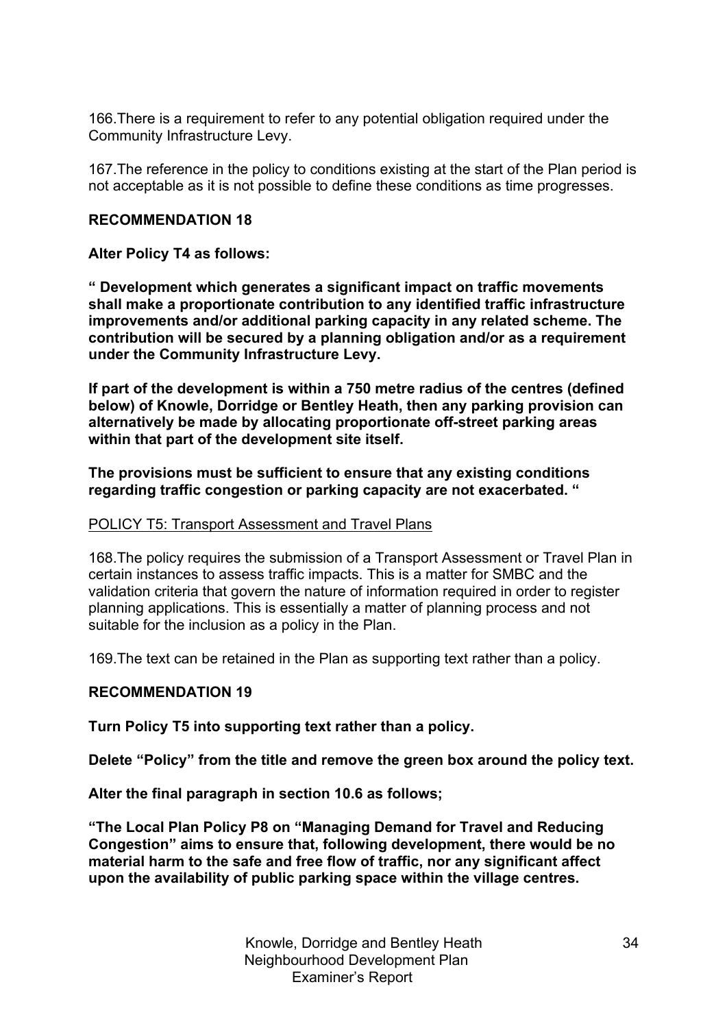166.There is a requirement to refer to any potential obligation required under the Community Infrastructure Levy.

167.The reference in the policy to conditions existing at the start of the Plan period is not acceptable as it is not possible to define these conditions as time progresses.

**RECOMMENDATION 18**

**Alter Policy T4 as follows:**

**" Development which generates a significant impact on traffic movements shall make a proportionate contribution to any identified traffic infrastructure improvements and/or additional parking capacity in any related scheme. The contribution will be secured by a planning obligation and/or as a requirement under the Community Infrastructure Levy.**

**If part of the development is within a 750 metre radius of the centres (defined below) of Knowle, Dorridge or Bentley Heath, then any parking provision can alternatively be made by allocating proportionate off-street parking areas within that part of the development site itself.**

**The provisions must be sufficient to ensure that any existing conditions regarding traffic congestion or parking capacity are not exacerbated. "**

POLICY T5: Transport Assessment and Travel Plans

168.The policy requires the submission of a Transport Assessment or Travel Plan in certain instances to assess traffic impacts. This is a matter for SMBC and the validation criteria that govern the nature of information required in order to register planning applications. This is essentially a matter of planning process and not suitable for the inclusion as a policy in the Plan.

169.The text can be retained in the Plan as supporting text rather than a policy.

**RECOMMENDATION 19**

**Turn Policy T5 into supporting text rather than a policy.**

**Delete "Policy" from the title and remove the green box around the policy text.**

**Alter the final paragraph in section 10.6 as follows;**

**"The Local Plan Policy P8 on "Managing Demand for Travel and Reducing Congestion" aims to ensure that, following development, there would be no material harm to the safe and free flow of traffic, nor any significant affect upon the availability of public parking space within the village centres.**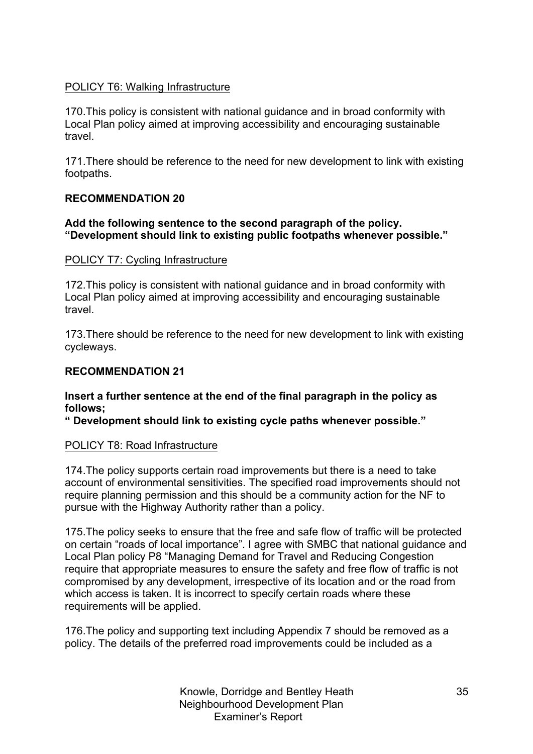POLICY T6: Walking Infrastructure

170.This policy is consistent with national guidance and in broad conformity with Local Plan policy aimed at improving accessibility and encouraging sustainable travel.

171.There should be reference to the need for new development to link with existing footpaths.

**RECOMMENDATION 20**

**Add the following sentence to the second paragraph of the policy. "Development should link to existing public footpaths whenever possible."**

POLICY T7: Cycling Infrastructure

172.This policy is consistent with national guidance and in broad conformity with Local Plan policy aimed at improving accessibility and encouraging sustainable travel.

173.There should be reference to the need for new development to link with existing cycleways.

**RECOMMENDATION 21**

**Insert a further sentence at the end of the final paragraph in the policy as follows;**
**" Development should link to existing cycle paths whenever possible."**

POLICY T8: Road Infrastructure

174.The policy supports certain road improvements but there is a need to take account of environmental sensitivities. The specified road improvements should not require planning permission and this should be a community action for the NF to pursue with the Highway Authority rather than a policy.

175.The policy seeks to ensure that the free and safe flow of traffic will be protected on certain "roads of local importance". I agree with SMBC that national guidance and Local Plan policy P8 "Managing Demand for Travel and Reducing Congestion require that appropriate measures to ensure the safety and free flow of traffic is not compromised by any development, irrespective of its location and or the road from which access is taken. It is incorrect to specify certain roads where these requirements will be applied.

176.The policy and supporting text including Appendix 7 should be removed as a policy. The details of the preferred road improvements could be included as a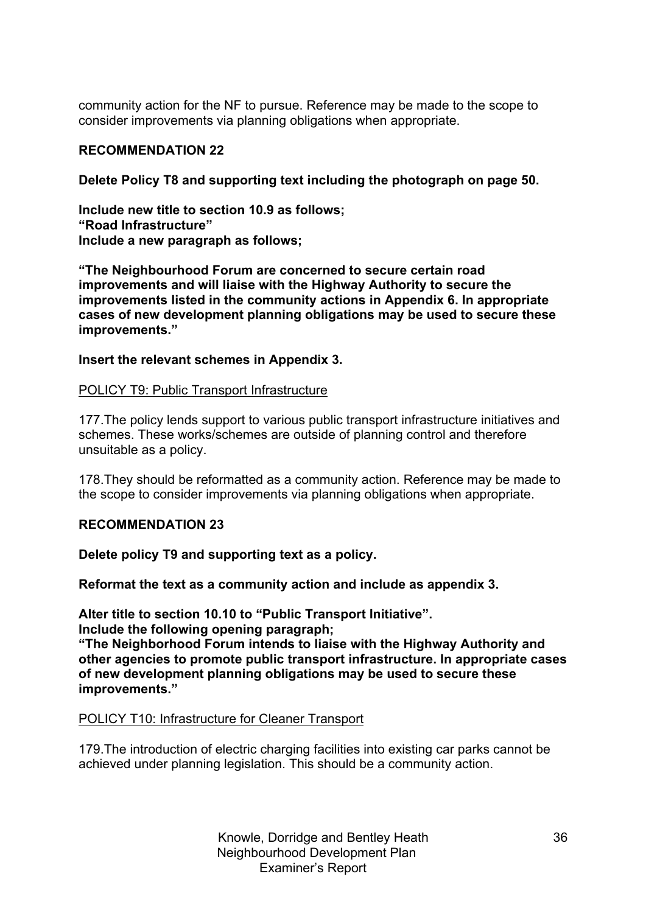community action for the NF to pursue. Reference may be made to the scope to consider improvements via planning obligations when appropriate.

**RECOMMENDATION 22**

**Delete Policy T8 and supporting text including the photograph on page 50.**

**Include new title to section 10.9 as follows;**
**"Road Infrastructure"**
**Include a new paragraph as follows;**

**"The Neighbourhood Forum are concerned to secure certain road improvements and will liaise with the Highway Authority to secure the improvements listed in the community actions in Appendix 6. In appropriate cases of new development planning obligations may be used to secure these improvements."**

**Insert the relevant schemes in Appendix 3.**

<u>POLICY T9: Public Transport Infrastructure</u>

177.The policy lends support to various public transport infrastructure initiatives and schemes. These works/schemes are outside of planning control and therefore unsuitable as a policy.

178.They should be reformatted as a community action. Reference may be made to the scope to consider improvements via planning obligations when appropriate.

**RECOMMENDATION 23**

**Delete policy T9 and supporting text as a policy.**

**Reformat the text as a community action and include as appendix 3.**

**Alter title to section 10.10 to "Public Transport Initiative".**
**Include the following opening paragraph;**
**"The Neighborhood Forum intends to liaise with the Highway Authority and other agencies to promote public transport infrastructure. In appropriate cases of new development planning obligations may be used to secure these improvements."**

<u>POLICY T10: Infrastructure for Cleaner Transport</u>

179.The introduction of electric charging facilities into existing car parks cannot be achieved under planning legislation. This should be a community action.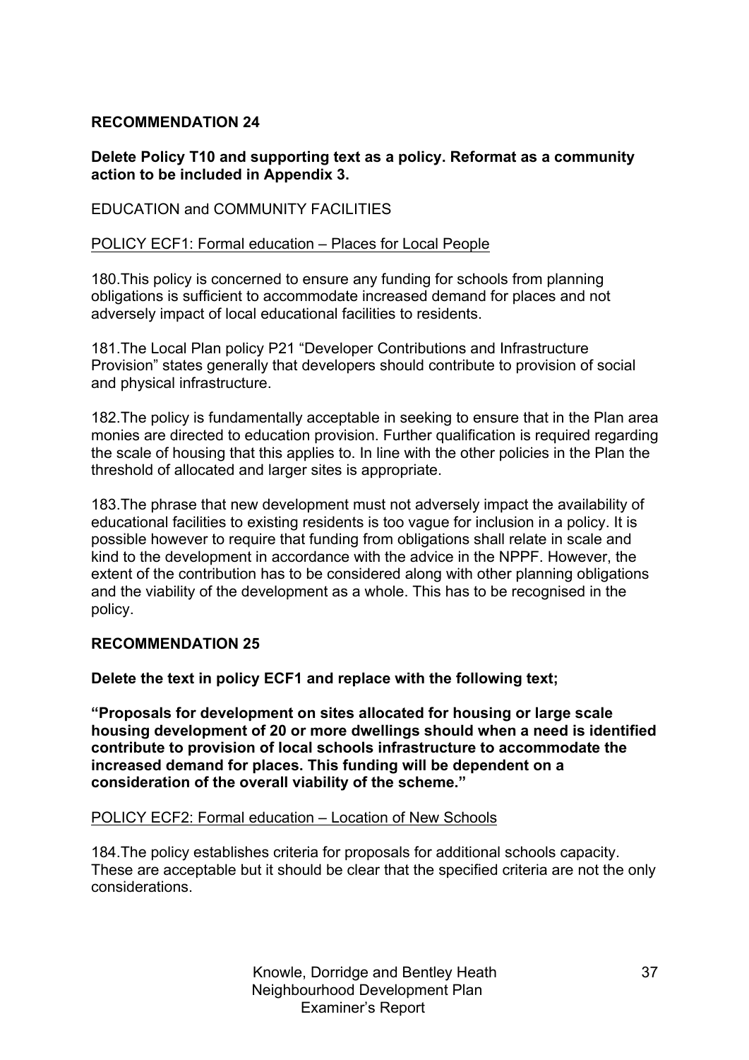**RECOMMENDATION 24**

**Delete Policy T10 and supporting text as a policy. Reformat as a community action to be included in Appendix 3.**

EDUCATION and COMMUNITY FACILITIES

POLICY ECF1: Formal education – Places for Local People

180.This policy is concerned to ensure any funding for schools from planning obligations is sufficient to accommodate increased demand for places and not adversely impact of local educational facilities to residents.

181.The Local Plan policy P21 "Developer Contributions and Infrastructure Provision" states generally that developers should contribute to provision of social and physical infrastructure.

182.The policy is fundamentally acceptable in seeking to ensure that in the Plan area monies are directed to education provision. Further qualification is required regarding the scale of housing that this applies to. In line with the other policies in the Plan the threshold of allocated and larger sites is appropriate.

183.The phrase that new development must not adversely impact the availability of educational facilities to existing residents is too vague for inclusion in a policy. It is possible however to require that funding from obligations shall relate in scale and kind to the development in accordance with the advice in the NPPF. However, the extent of the contribution has to be considered along with other planning obligations and the viability of the development as a whole. This has to be recognised in the policy.

**RECOMMENDATION 25**

**Delete the text in policy ECF1 and replace with the following text;**

**"Proposals for development on sites allocated for housing or large scale housing development of 20 or more dwellings should when a need is identified contribute to provision of local schools infrastructure to accommodate the increased demand for places. This funding will be dependent on a consideration of the overall viability of the scheme."**

POLICY ECF2: Formal education – Location of New Schools

184.The policy establishes criteria for proposals for additional schools capacity. These are acceptable but it should be clear that the specified criteria are not the only considerations.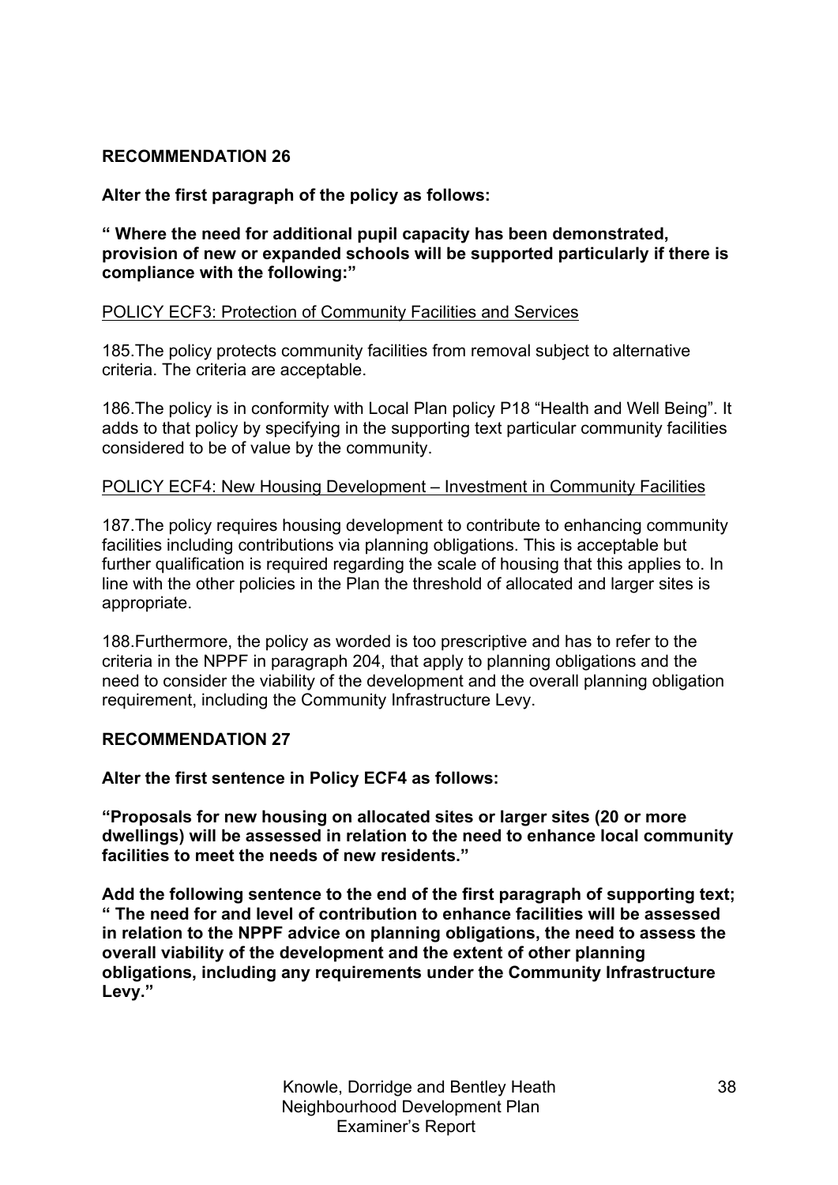**RECOMMENDATION 26**

**Alter the first paragraph of the policy as follows:**

**" Where the need for additional pupil capacity has been demonstrated, provision of new or expanded schools will be supported particularly if there is compliance with the following:"**

<u>POLICY ECF3: Protection of Community Facilities and Services</u>

185.The policy protects community facilities from removal subject to alternative criteria. The criteria are acceptable.

186.The policy is in conformity with Local Plan policy P18 "Health and Well Being". It adds to that policy by specifying in the supporting text particular community facilities considered to be of value by the community.

<u>POLICY ECF4: New Housing Development – Investment in Community Facilities</u>

187.The policy requires housing development to contribute to enhancing community facilities including contributions via planning obligations. This is acceptable but further qualification is required regarding the scale of housing that this applies to. In line with the other policies in the Plan the threshold of allocated and larger sites is appropriate.

188.Furthermore, the policy as worded is too prescriptive and has to refer to the criteria in the NPPF in paragraph 204, that apply to planning obligations and the need to consider the viability of the development and the overall planning obligation requirement, including the Community Infrastructure Levy.

**RECOMMENDATION 27**

**Alter the first sentence in Policy ECF4 as follows:**

**"Proposals for new housing on allocated sites or larger sites (20 or more dwellings) will be assessed in relation to the need to enhance local community facilities to meet the needs of new residents."**

**Add the following sentence to the end of the first paragraph of supporting text; " The need for and level of contribution to enhance facilities will be assessed in relation to the NPPF advice on planning obligations, the need to assess the overall viability of the development and the extent of other planning obligations, including any requirements under the Community Infrastructure Levy."**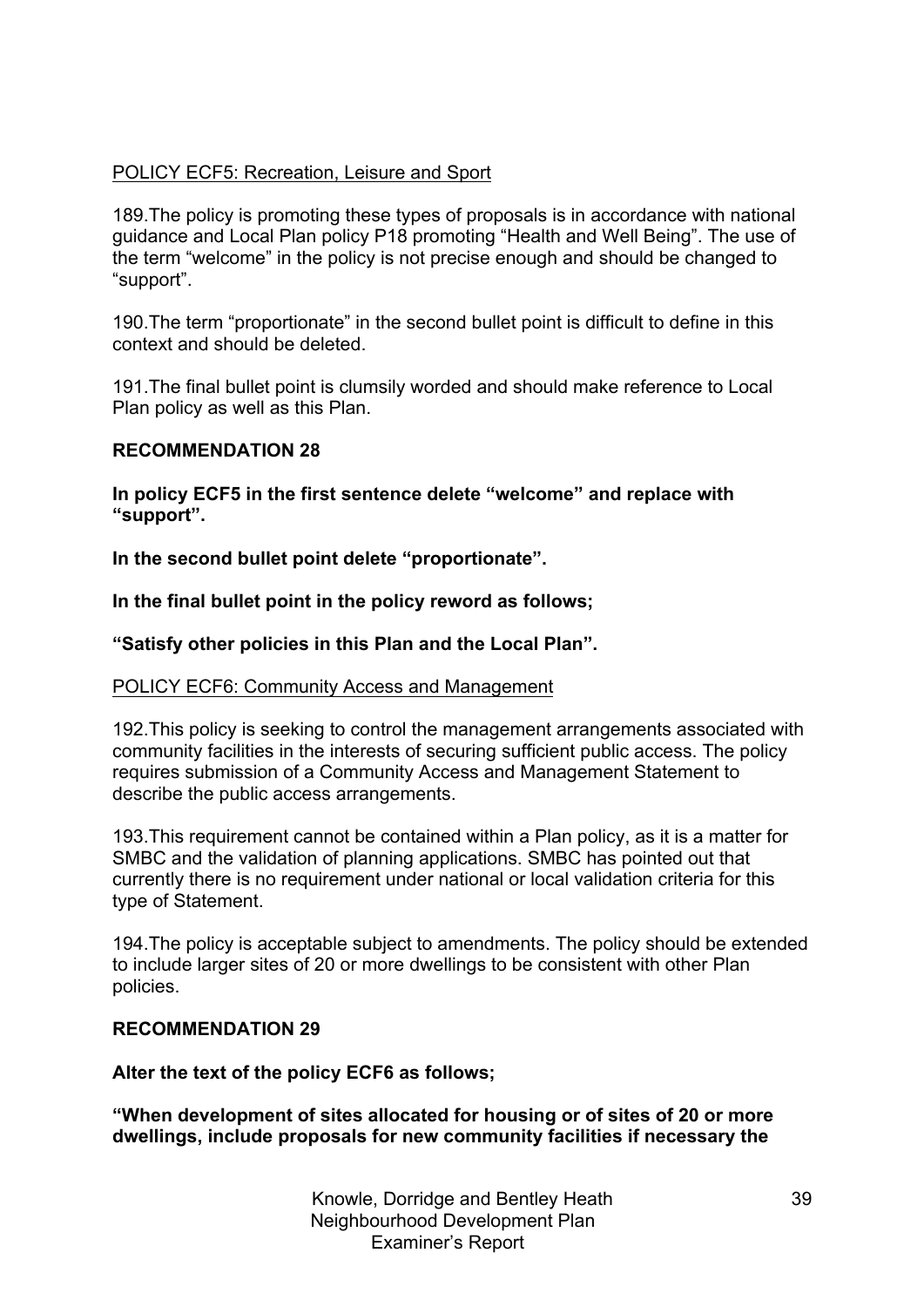<u>POLICY ECF5: Recreation, Leisure and Sport</u>

189.The policy is promoting these types of proposals is in accordance with national guidance and Local Plan policy P18 promoting "Health and Well Being". The use of the term "welcome" in the policy is not precise enough and should be changed to "support".

190.The term "proportionate" in the second bullet point is difficult to define in this context and should be deleted.

191.The final bullet point is clumsily worded and should make reference to Local Plan policy as well as this Plan.

**RECOMMENDATION 28**

**In policy ECF5 in the first sentence delete "welcome" and replace with "support".**

**In the second bullet point delete "proportionate".**

**In the final bullet point in the policy reword as follows;**

**"Satisfy other policies in this Plan and the Local Plan".**

<u>POLICY ECF6: Community Access and Management</u>

192.This policy is seeking to control the management arrangements associated with community facilities in the interests of securing sufficient public access. The policy requires submission of a Community Access and Management Statement to describe the public access arrangements.

193.This requirement cannot be contained within a Plan policy, as it is a matter for SMBC and the validation of planning applications. SMBC has pointed out that currently there is no requirement under national or local validation criteria for this type of Statement.

194.The policy is acceptable subject to amendments. The policy should be extended to include larger sites of 20 or more dwellings to be consistent with other Plan policies.

**RECOMMENDATION 29**

**Alter the text of the policy ECF6 as follows;**

**"When development of sites allocated for housing or of sites of 20 or more dwellings, include proposals for new community facilities if necessary the**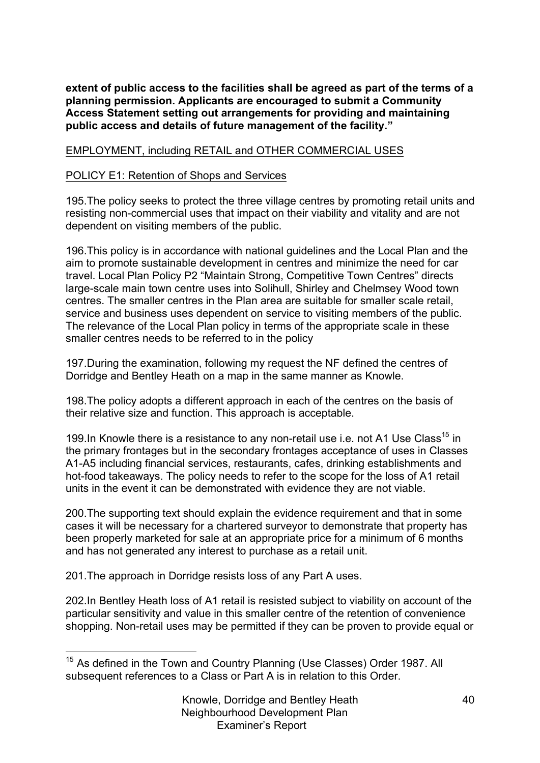**extent of public access to the facilities shall be agreed as part of the terms of a planning permission. Applicants are encouraged to submit a Community Access Statement setting out arrangements for providing and maintaining public access and details of future management of the facility."**

EMPLOYMENT, including RETAIL and OTHER COMMERCIAL USES

POLICY E1: Retention of Shops and Services

195.The policy seeks to protect the three village centres by promoting retail units and resisting non-commercial uses that impact on their viability and vitality and are not dependent on visiting members of the public.

196.This policy is in accordance with national guidelines and the Local Plan and the aim to promote sustainable development in centres and minimize the need for car travel. Local Plan Policy P2 "Maintain Strong, Competitive Town Centres" directs large-scale main town centre uses into Solihull, Shirley and Chelmsey Wood town centres. The smaller centres in the Plan area are suitable for smaller scale retail, service and business uses dependent on service to visiting members of the public. The relevance of the Local Plan policy in terms of the appropriate scale in these smaller centres needs to be referred to in the policy

197.During the examination, following my request the NF defined the centres of Dorridge and Bentley Heath on a map in the same manner as Knowle.

198.The policy adopts a different approach in each of the centres on the basis of their relative size and function. This approach is acceptable.

199.In Knowle there is a resistance to any non-retail use i.e. not A1 Use Class[15] in the primary frontages but in the secondary frontages acceptance of uses in Classes A1-A5 including financial services, restaurants, cafes, drinking establishments and hot-food takeaways. The policy needs to refer to the scope for the loss of A1 retail units in the event it can be demonstrated with evidence they are not viable.

200.The supporting text should explain the evidence requirement and that in some cases it will be necessary for a chartered surveyor to demonstrate that property has been properly marketed for sale at an appropriate price for a minimum of 6 months and has not generated any interest to purchase as a retail unit.

201.The approach in Dorridge resists loss of any Part A uses.

202.In Bentley Heath loss of A1 retail is resisted subject to viability on account of the particular sensitivity and value in this smaller centre of the retention of convenience shopping. Non-retail uses may be permitted if they can be proven to provide equal or

---

[15] As defined in the Town and Country Planning (Use Classes) Order 1987. All subsequent references to a Class or Part A is in relation to this Order.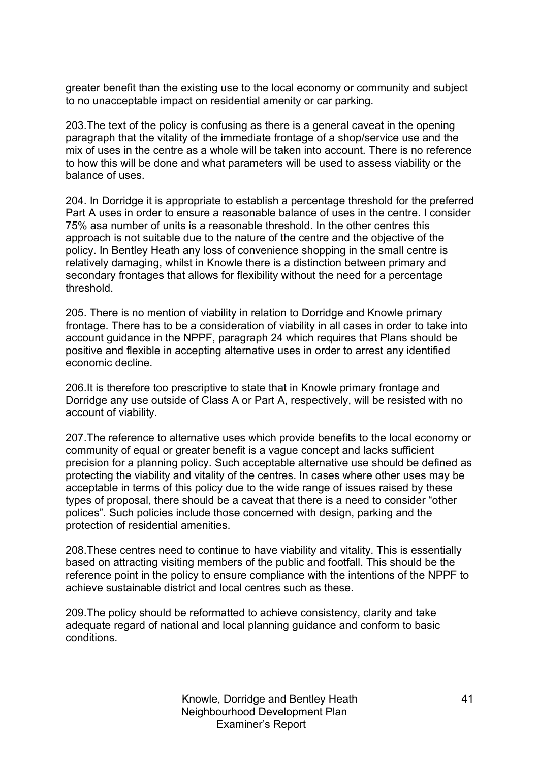greater benefit than the existing use to the local economy or community and subject to no unacceptable impact on residential amenity or car parking.

203.The text of the policy is confusing as there is a general caveat in the opening paragraph that the vitality of the immediate frontage of a shop/service use and the mix of uses in the centre as a whole will be taken into account. There is no reference to how this will be done and what parameters will be used to assess viability or the balance of uses.

204. In Dorridge it is appropriate to establish a percentage threshold for the preferred Part A uses in order to ensure a reasonable balance of uses in the centre. I consider 75% asa number of units is a reasonable threshold. In the other centres this approach is not suitable due to the nature of the centre and the objective of the policy. In Bentley Heath any loss of convenience shopping in the small centre is relatively damaging, whilst in Knowle there is a distinction between primary and secondary frontages that allows for flexibility without the need for a percentage threshold.

205. There is no mention of viability in relation to Dorridge and Knowle primary frontage. There has to be a consideration of viability in all cases in order to take into account guidance in the NPPF, paragraph 24 which requires that Plans should be positive and flexible in accepting alternative uses in order to arrest any identified economic decline.

206.It is therefore too prescriptive to state that in Knowle primary frontage and Dorridge any use outside of Class A or Part A, respectively, will be resisted with no account of viability.

207.The reference to alternative uses which provide benefits to the local economy or community of equal or greater benefit is a vague concept and lacks sufficient precision for a planning policy. Such acceptable alternative use should be defined as protecting the viability and vitality of the centres. In cases where other uses may be acceptable in terms of this policy due to the wide range of issues raised by these types of proposal, there should be a caveat that there is a need to consider "other polices". Such policies include those concerned with design, parking and the protection of residential amenities.

208.These centres need to continue to have viability and vitality. This is essentially based on attracting visiting members of the public and footfall. This should be the reference point in the policy to ensure compliance with the intentions of the NPPF to achieve sustainable district and local centres such as these.

209.The policy should be reformatted to achieve consistency, clarity and take adequate regard of national and local planning guidance and conform to basic conditions.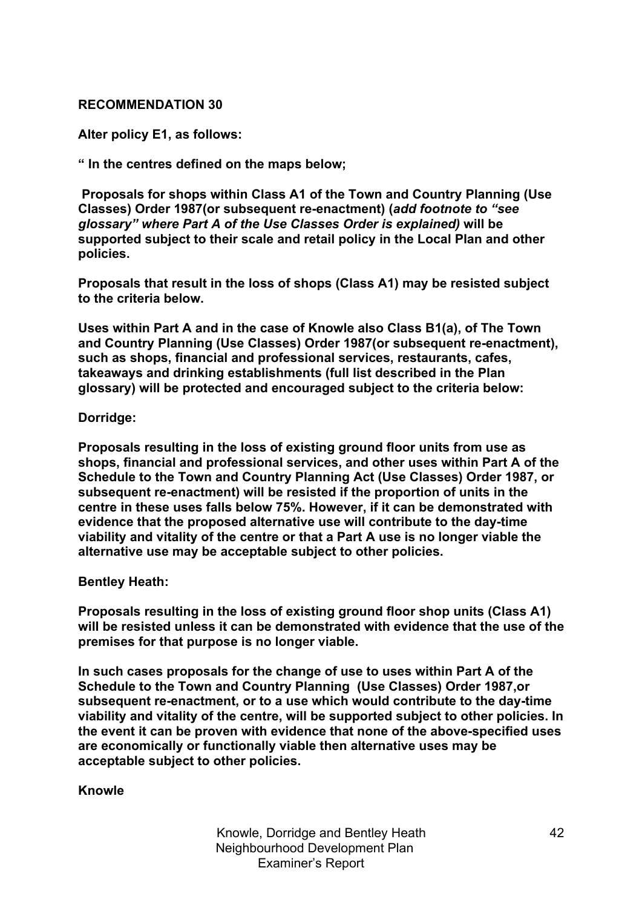**RECOMMENDATION 30**

**Alter policy E1, as follows:**

**" In the centres defined on the maps below;**

**Proposals for shops within Class A1 of the Town and Country Planning (Use Classes) Order 1987(or subsequent re-enactment) (*add footnote to "see glossary" where Part A of the Use Classes Order is explained)* will be supported subject to their scale and retail policy in the Local Plan and other policies.**

**Proposals that result in the loss of shops (Class A1) may be resisted subject to the criteria below.**

**Uses within Part A and in the case of Knowle also Class B1(a), of The Town and Country Planning (Use Classes) Order 1987(or subsequent re-enactment), such as shops, financial and professional services, restaurants, cafes, takeaways and drinking establishments (full list described in the Plan glossary) will be protected and encouraged subject to the criteria below:**

**Dorridge:**

**Proposals resulting in the loss of existing ground floor units from use as shops, financial and professional services, and other uses within Part A of the Schedule to the Town and Country Planning Act (Use Classes) Order 1987, or subsequent re-enactment) will be resisted if the proportion of units in the centre in these uses falls below 75%. However, if it can be demonstrated with evidence that the proposed alternative use will contribute to the day-time viability and vitality of the centre or that a Part A use is no longer viable the alternative use may be acceptable subject to other policies.**

**Bentley Heath:**

**Proposals resulting in the loss of existing ground floor shop units (Class A1) will be resisted unless it can be demonstrated with evidence that the use of the premises for that purpose is no longer viable.**

**In such cases proposals for the change of use to uses within Part A of the Schedule to the Town and Country Planning (Use Classes) Order 1987,or subsequent re-enactment, or to a use which would contribute to the day-time viability and vitality of the centre, will be supported subject to other policies. In the event it can be proven with evidence that none of the above-specified uses are economically or functionally viable then alternative uses may be acceptable subject to other policies.**

**Knowle**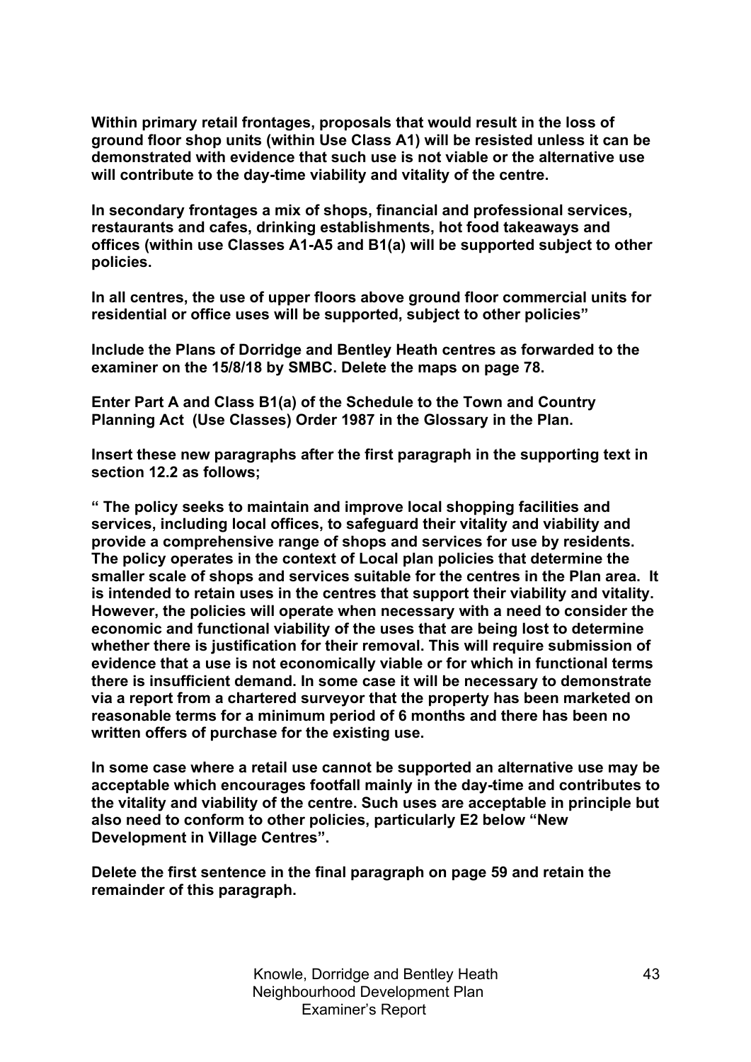**Within primary retail frontages, proposals that would result in the loss of ground floor shop units (within Use Class A1) will be resisted unless it can be demonstrated with evidence that such use is not viable or the alternative use will contribute to the day-time viability and vitality of the centre.**

**In secondary frontages a mix of shops, financial and professional services, restaurants and cafes, drinking establishments, hot food takeaways and offices (within use Classes A1-A5 and B1(a) will be supported subject to other policies.**

**In all centres, the use of upper floors above ground floor commercial units for residential or office uses will be supported, subject to other policies"**

**Include the Plans of Dorridge and Bentley Heath centres as forwarded to the examiner on the 15/8/18 by SMBC. Delete the maps on page 78.**

**Enter Part A and Class B1(a) of the Schedule to the Town and Country Planning Act (Use Classes) Order 1987 in the Glossary in the Plan.**

**Insert these new paragraphs after the first paragraph in the supporting text in section 12.2 as follows;**

**" The policy seeks to maintain and improve local shopping facilities and services, including local offices, to safeguard their vitality and viability and provide a comprehensive range of shops and services for use by residents. The policy operates in the context of Local plan policies that determine the smaller scale of shops and services suitable for the centres in the Plan area. It is intended to retain uses in the centres that support their viability and vitality. However, the policies will operate when necessary with a need to consider the economic and functional viability of the uses that are being lost to determine whether there is justification for their removal. This will require submission of evidence that a use is not economically viable or for which in functional terms there is insufficient demand. In some case it will be necessary to demonstrate via a report from a chartered surveyor that the property has been marketed on reasonable terms for a minimum period of 6 months and there has been no written offers of purchase for the existing use.**

**In some case where a retail use cannot be supported an alternative use may be acceptable which encourages footfall mainly in the day-time and contributes to the vitality and viability of the centre. Such uses are acceptable in principle but also need to conform to other policies, particularly E2 below "New Development in Village Centres".**

**Delete the first sentence in the final paragraph on page 59 and retain the remainder of this paragraph.**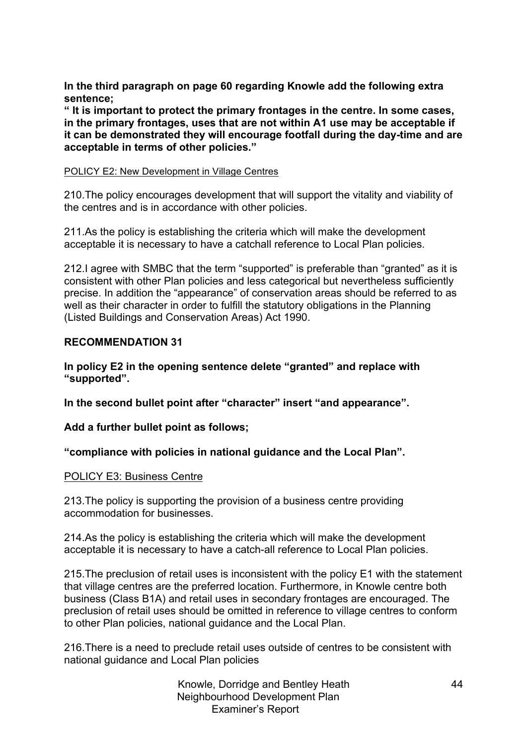**In the third paragraph on page 60 regarding Knowle add the following extra sentence;**

**" It is important to protect the primary frontages in the centre. In some cases, in the primary frontages, uses that are not within A1 use may be acceptable if it can be demonstrated they will encourage footfall during the day-time and are acceptable in terms of other policies."**

POLICY E2: New Development in Village Centres

210.The policy encourages development that will support the vitality and viability of the centres and is in accordance with other policies.

211.As the policy is establishing the criteria which will make the development acceptable it is necessary to have a catchall reference to Local Plan policies.

212.I agree with SMBC that the term "supported" is preferable than "granted" as it is consistent with other Plan policies and less categorical but nevertheless sufficiently precise. In addition the "appearance" of conservation areas should be referred to as well as their character in order to fulfill the statutory obligations in the Planning (Listed Buildings and Conservation Areas) Act 1990.

**RECOMMENDATION 31**

**In policy E2 in the opening sentence delete "granted" and replace with "supported".**

**In the second bullet point after "character" insert "and appearance".**

**Add a further bullet point as follows;**

**"compliance with policies in national guidance and the Local Plan".**

POLICY E3: Business Centre

213.The policy is supporting the provision of a business centre providing accommodation for businesses.

214.As the policy is establishing the criteria which will make the development acceptable it is necessary to have a catch-all reference to Local Plan policies.

215.The preclusion of retail uses is inconsistent with the policy E1 with the statement that village centres are the preferred location. Furthermore, in Knowle centre both business (Class B1A) and retail uses in secondary frontages are encouraged. The preclusion of retail uses should be omitted in reference to village centres to conform to other Plan policies, national guidance and the Local Plan.

216.There is a need to preclude retail uses outside of centres to be consistent with national guidance and Local Plan policies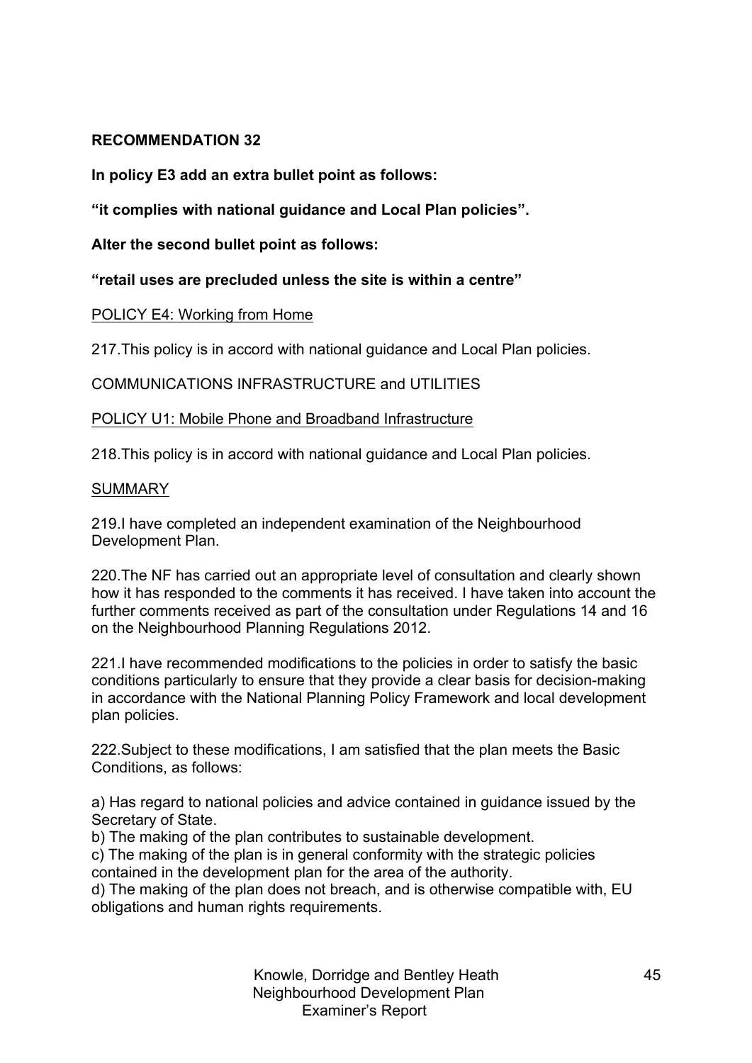**RECOMMENDATION 32**

**In policy E3 add an extra bullet point as follows:**

**"it complies with national guidance and Local Plan policies".**

**Alter the second bullet point as follows:**

**"retail uses are precluded unless the site is within a centre"**

POLICY E4: Working from Home

217.This policy is in accord with national guidance and Local Plan policies.

COMMUNICATIONS INFRASTRUCTURE and UTILITIES

POLICY U1: Mobile Phone and Broadband Infrastructure

218.This policy is in accord with national guidance and Local Plan policies.

SUMMARY

219.I have completed an independent examination of the Neighbourhood Development Plan.

220.The NF has carried out an appropriate level of consultation and clearly shown how it has responded to the comments it has received. I have taken into account the further comments received as part of the consultation under Regulations 14 and 16 on the Neighbourhood Planning Regulations 2012.

221.I have recommended modifications to the policies in order to satisfy the basic conditions particularly to ensure that they provide a clear basis for decision-making in accordance with the National Planning Policy Framework and local development plan policies.

222.Subject to these modifications, I am satisfied that the plan meets the Basic Conditions, as follows:

a) Has regard to national policies and advice contained in guidance issued by the Secretary of State.
b) The making of the plan contributes to sustainable development.
c) The making of the plan is in general conformity with the strategic policies contained in the development plan for the area of the authority.
d) The making of the plan does not breach, and is otherwise compatible with, EU obligations and human rights requirements.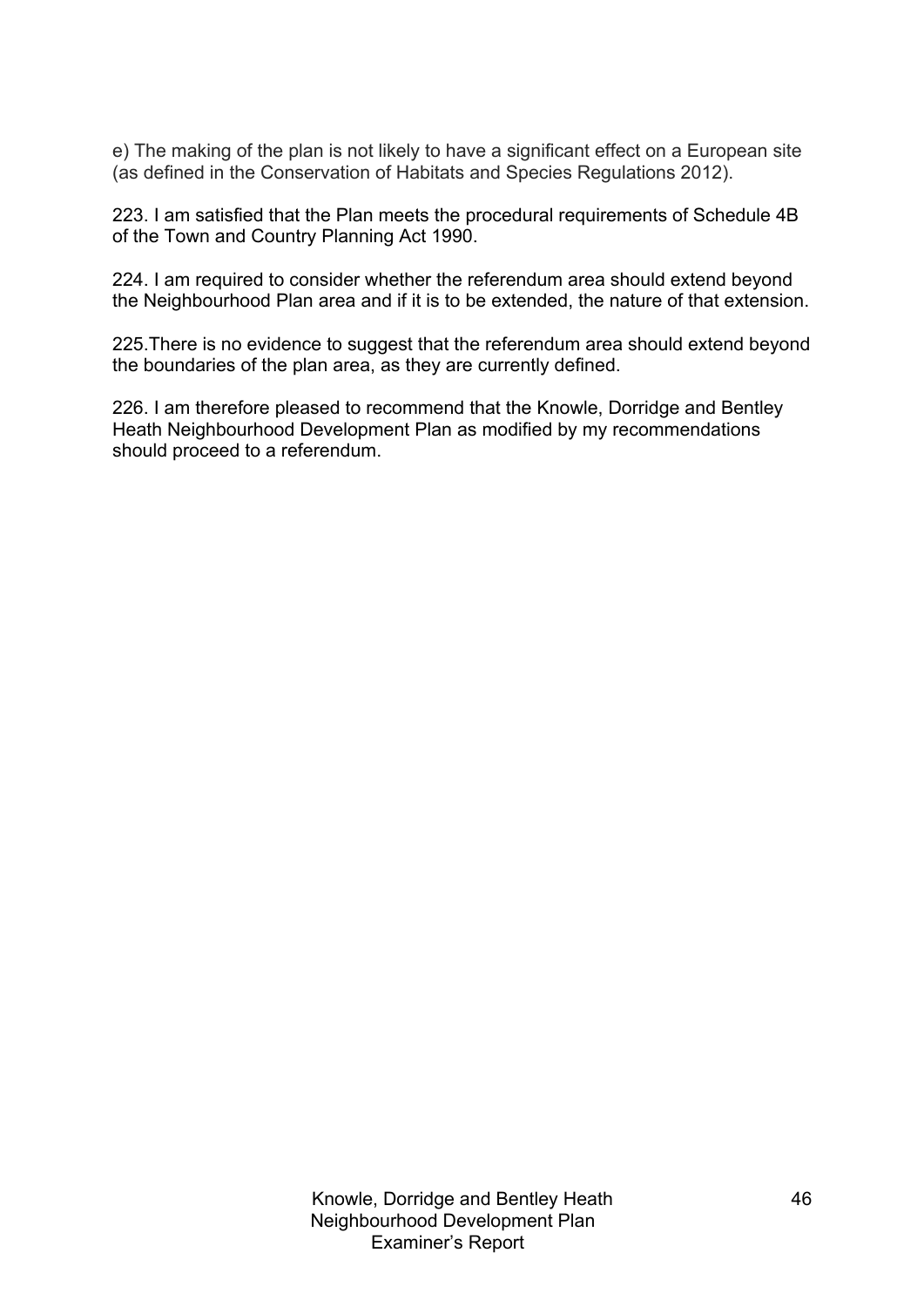e) The making of the plan is not likely to have a significant effect on a European site (as defined in the Conservation of Habitats and Species Regulations 2012).

223. I am satisfied that the Plan meets the procedural requirements of Schedule 4B of the Town and Country Planning Act 1990.

224. I am required to consider whether the referendum area should extend beyond the Neighbourhood Plan area and if it is to be extended, the nature of that extension.

225.There is no evidence to suggest that the referendum area should extend beyond the boundaries of the plan area, as they are currently defined.

226. I am therefore pleased to recommend that the Knowle, Dorridge and Bentley Heath Neighbourhood Development Plan as modified by my recommendations should proceed to a referendum.